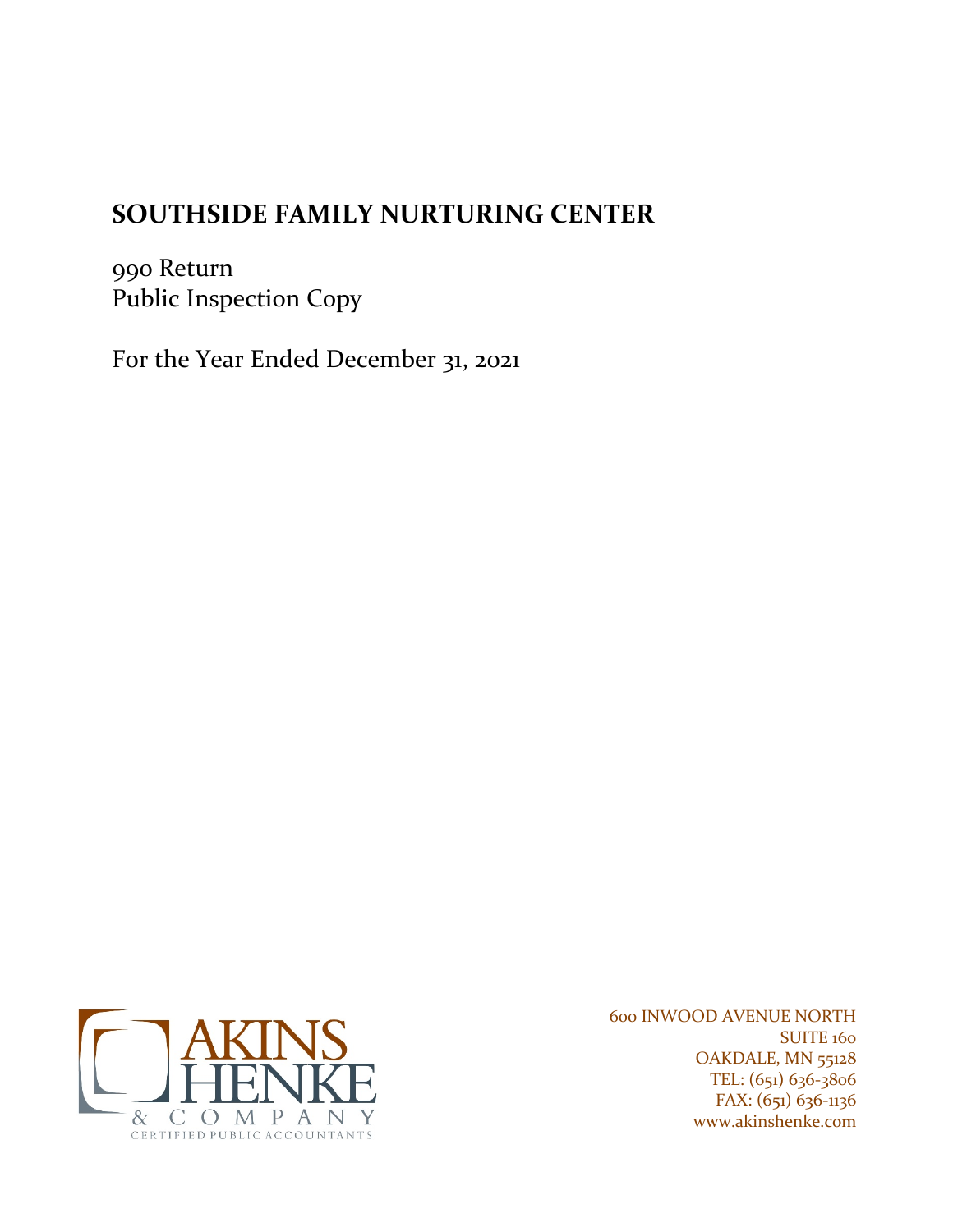# SOUTHSIDE FAMILY NURTURING CENTER

990 Return
Public Inspection Copy

For the Year Ended December 31, 2021

AKINS HENKE & COMPANY
CERTIFIED PUBLIC ACCOUNTANTS

600 INWOOD AVENUE NORTH
SUITE 160
OAKDALE, MN 55128
TEL: (651) 636-3806
FAX: (651) 636-1136
www.akinshenke.com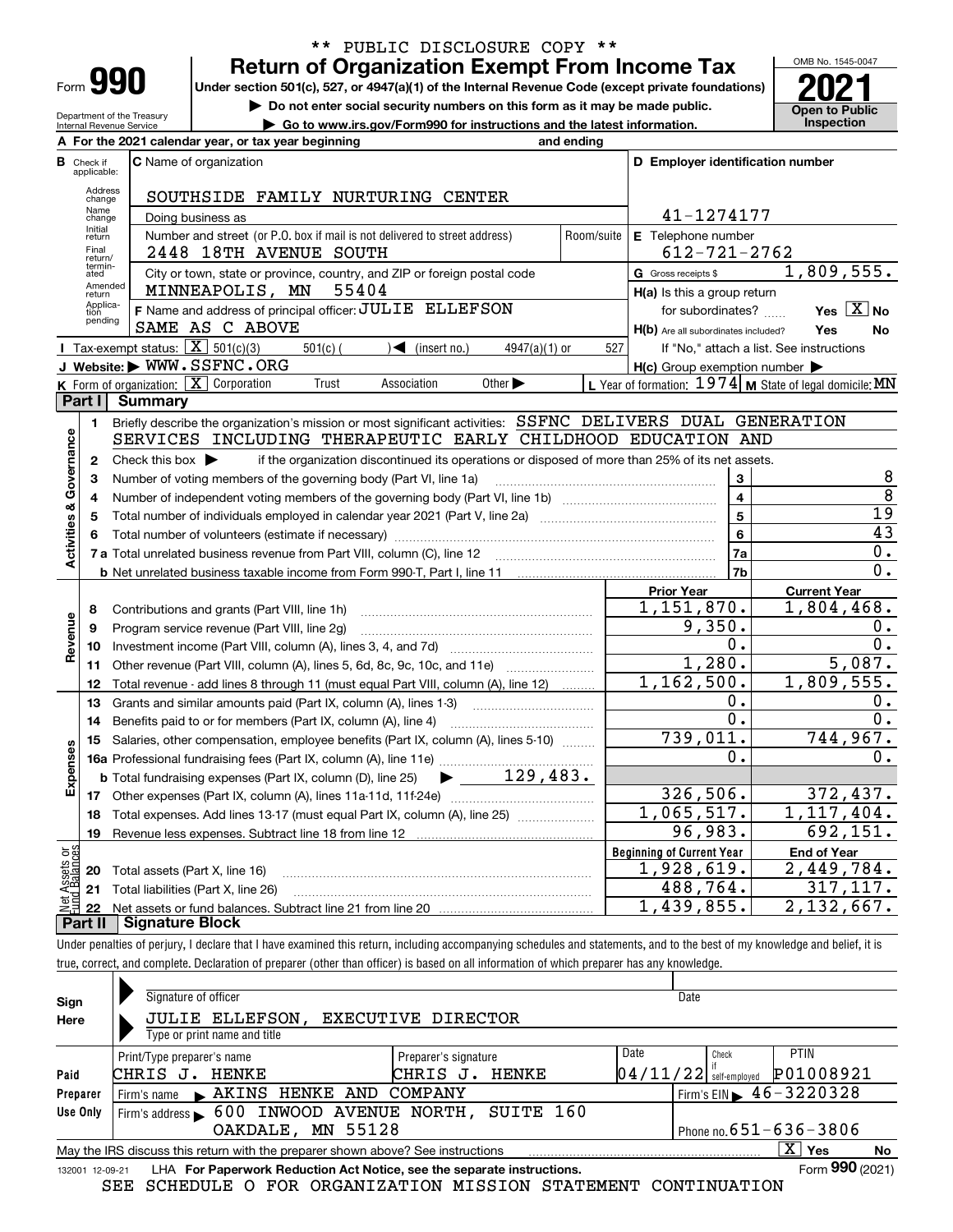\*\* PUBLIC DISCLOSURE COPY \*\*

# Form 990 — Return of Organization Exempt From Income Tax

**Under section 501(c), 527, or 4947(a)(1) of the Internal Revenue Code (except private foundations)**

▶ Do not enter social security numbers on this form as it may be made public.

▶ Go to www.irs.gov/Form990 for instructions and the latest information.

Department of the Treasury, Internal Revenue Service

OMB No. 1545-0047 — **2021** — Open to Public Inspection

**A** For the 2021 calendar year, or tax year beginning and ending

**B** Check if applicable: Address change, Name change, Initial return, Final return/terminated, Amended return, Application pending

**C** Name of organization: SOUTHSIDE FAMILY NURTURING CENTER

Doing business as

Number and street (or P.O. box if mail is not delivered to street address): 2448 18TH AVENUE SOUTH — Room/suite

City or town, state or province, country, and ZIP or foreign postal code: MINNEAPOLIS, MN 55404

**D** Employer identification number: 41-1274177

**E** Telephone number: 612-721-2762

**G** Gross receipts $ 1,809,555.

**F** Name and address of principal officer: JULIE ELLEFSON, SAME AS C ABOVE

**H(a)** Is this a group return for subordinates? Yes [ ] No [X]

**H(b)** Are all subordinates included? Yes No — If "No," attach a list. See instructions

**H(c)** Group exemption number ▶

**I** Tax-exempt status: [X] 501(c)(3) [ ] 501(c) ( ) ◀ (insert no.) [ ] 4947(a)(1) or [ ] 527

**J** Website: ▶ WWW.SSFNC.ORG

**K** Form of organization: [X] Corporation [ ] Trust [ ] Association [ ] Other ▶

**L** Year of formation: 1974 **M** State of legal domicile: MN

## Part I Summary

**Activities & Governance**

1 Briefly describe the organization's mission or most significant activities: SSFNC DELIVERS DUAL GENERATION SERVICES INCLUDING THERAPEUTIC EARLY CHILDHOOD EDUCATION AND

2 Check this box ▶ if the organization discontinued its operations or disposed of more than 25% of its net assets.

| | | | |
|---|---|---|---|
| 3 | Number of voting members of the governing body (Part VI, line 1a) | 3 | 8 |
| 4 | Number of independent voting members of the governing body (Part VI, line 1b) | 4 | 8 |
| 5 | Total number of individuals employed in calendar year 2021 (Part V, line 2a) | 5 | 19 |
| 6 | Total number of volunteers (estimate if necessary) | 6 | 43 |
| 7a | Total unrelated business revenue from Part VIII, column (C), line 12 | 7a | 0. |
| b | Net unrelated business taxable income from Form 990-T, Part I, line 11 | 7b | 0. |

| | | Prior Year | Current Year |
|---|---|---|---|
| **Revenue** | | | |
| 8 | Contributions and grants (Part VIII, line 1h) | 1,151,870. | 1,804,468. |
| 9 | Program service revenue (Part VIII, line 2g) | 9,350. | 0. |
| 10 | Investment income (Part VIII, column (A), lines 3, 4, and 7d) | 0. | 0. |
| 11 | Other revenue (Part VIII, column (A), lines 5, 6d, 8c, 9c, 10c, and 11e) | 1,280. | 5,087. |
| 12 | Total revenue - add lines 8 through 11 (must equal Part VIII, column (A), line 12) | 1,162,500. | 1,809,555. |
| **Expenses** | | | |
| 13 | Grants and similar amounts paid (Part IX, column (A), lines 1-3) | 0. | 0. |
| 14 | Benefits paid to or for members (Part IX, column (A), line 4) | 0. | 0. |
| 15 | Salaries, other compensation, employee benefits (Part IX, column (A), lines 5-10) | 739,011. | 744,967. |
| 16a | Professional fundraising fees (Part IX, column (A), line 11e) | 0. | 0. |
| b | Total fundraising expenses (Part IX, column (D), line 25) ▶ 129,483. | | |
| 17 | Other expenses (Part IX, column (A), lines 11a-11d, 11f-24e) | 326,506. | 372,437. |
| 18 | Total expenses. Add lines 13-17 (must equal Part IX, column (A), line 25) | 1,065,517. | 1,117,404. |
| 19 | Revenue less expenses. Subtract line 18 from line 12 | 96,983. | 692,151. |

| | | Beginning of Current Year | End of Year |
|---|---|---|---|
| **Net Assets or Fund Balances** | | | |
| 20 | Total assets (Part X, line 16) | 1,928,619. | 2,449,784. |
| 21 | Total liabilities (Part X, line 26) | 488,764. | 317,117. |
| 22 | Net assets or fund balances. Subtract line 21 from line 20 | 1,439,855. | 2,132,667. |

## Part II Signature Block

Under penalties of perjury, I declare that I have examined this return, including accompanying schedules and statements, and to the best of my knowledge and belief, it is true, correct, and complete. Declaration of preparer (other than officer) is based on all information of which preparer has any knowledge.

**Sign Here**

Signature of officer — Date

JULIE ELLEFSON, EXECUTIVE DIRECTOR

Type or print name and title

**Paid Preparer Use Only**

| Print/Type preparer's name | Preparer's signature | Date | Check if self-employed | PTIN |
|---|---|---|---|---|
| CHRIS J. HENKE | CHRIS J. HENKE | 04/11/22 | | P01008921 |

Firm's name ▶ AKINS HENKE AND COMPANY — Firm's EIN ▶ 46-3220328

Firm's address ▶ 600 INWOOD AVENUE NORTH, SUITE 160, OAKDALE, MN 55128 — Phone no. 651-636-3806

May the IRS discuss this return with the preparer shown above? See instructions [X] Yes [ ] No

132001 12-09-21 LHA For Paperwork Reduction Act Notice, see the separate instructions. Form **990** (2021)

SEE SCHEDULE O FOR ORGANIZATION MISSION STATEMENT CONTINUATION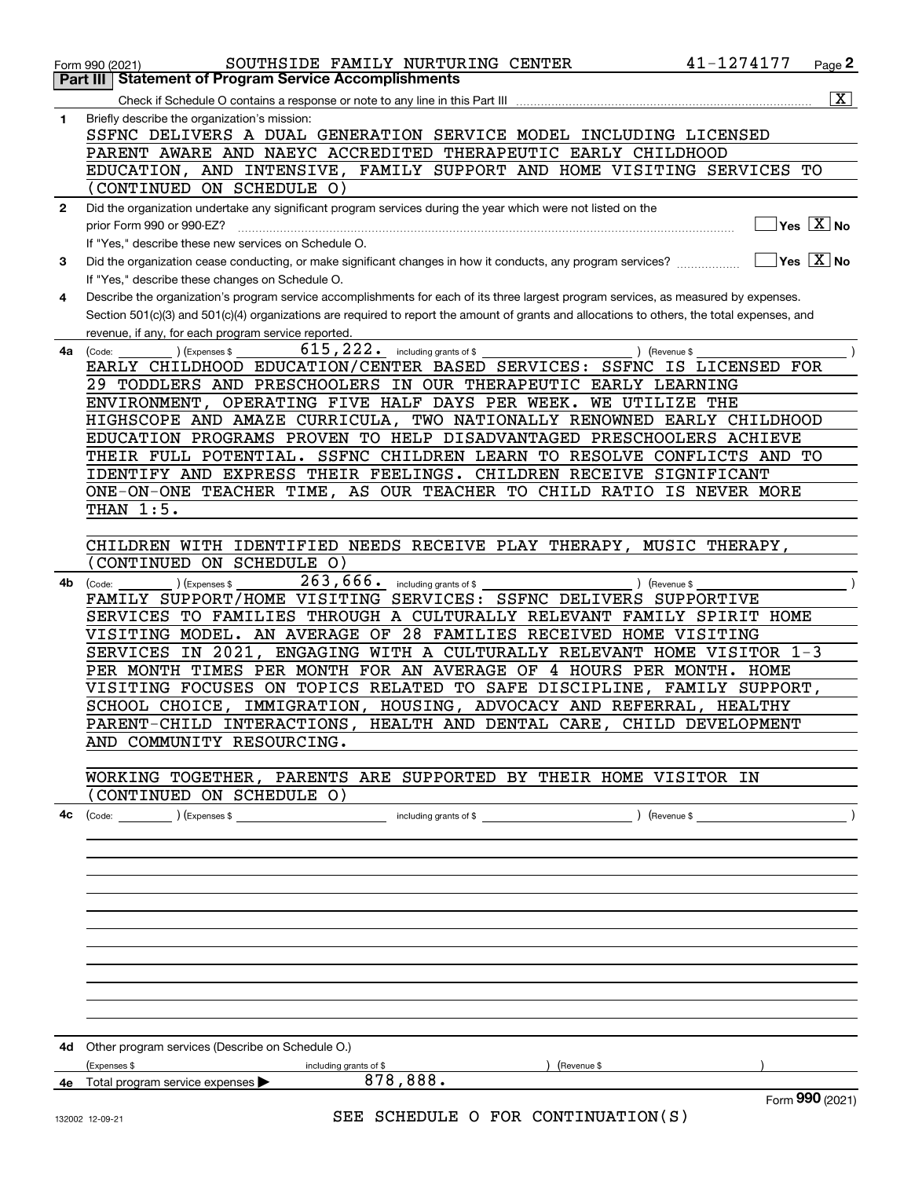Form 990 (2021) SOUTHSIDE FAMILY NURTURING CENTER 41-1274177

## Part III Statement of Program Service Accomplishments

Check if Schedule O contains a response or note to any line in this Part III [X]

**1** Briefly describe the organization's mission:

SSFNC DELIVERS A DUAL GENERATION SERVICE MODEL INCLUDING LICENSED PARENT AWARE AND NAEYC ACCREDITED THERAPEUTIC EARLY CHILDHOOD EDUCATION, AND INTENSIVE, FAMILY SUPPORT AND HOME VISITING SERVICES TO (CONTINUED ON SCHEDULE O)

**2** Did the organization undertake any significant program services during the year which were not listed on the prior Form 990 or 990-EZ? [ ] Yes [X] No

If "Yes," describe these new services on Schedule O.

**3** Did the organization cease conducting, or make significant changes in how it conducts, any program services? [ ] Yes [X] No

If "Yes," describe these changes on Schedule O.

**4** Describe the organization's program service accomplishments for each of its three largest program services, as measured by expenses. Section 501(c)(3) and 501(c)(4) organizations are required to report the amount of grants and allocations to others, the total expenses, and revenue, if any, for each program service reported.

**4a** (Code: ) (Expenses $ 615,222. including grants of $ ) (Revenue $ )

EARLY CHILDHOOD EDUCATION/CENTER BASED SERVICES: SSFNC IS LICENSED FOR 29 TODDLERS AND PRESCHOOLERS IN OUR THERAPEUTIC EARLY LEARNING ENVIRONMENT, OPERATING FIVE HALF DAYS PER WEEK. WE UTILIZE THE HIGHSCOPE AND AMAZE CURRICULA, TWO NATIONALLY RENOWNED EARLY CHILDHOOD EDUCATION PROGRAMS PROVEN TO HELP DISADVANTAGED PRESCHOOLERS ACHIEVE THEIR FULL POTENTIAL. SSFNC CHILDREN LEARN TO RESOLVE CONFLICTS AND TO IDENTIFY AND EXPRESS THEIR FEELINGS. CHILDREN RECEIVE SIGNIFICANT ONE-ON-ONE TEACHER TIME, AS OUR TEACHER TO CHILD RATIO IS NEVER MORE THAN 1:5.

CHILDREN WITH IDENTIFIED NEEDS RECEIVE PLAY THERAPY, MUSIC THERAPY, (CONTINUED ON SCHEDULE O)

**4b** (Code: ) (Expenses $ 263,666. including grants of $ ) (Revenue $ )

FAMILY SUPPORT/HOME VISITING SERVICES: SSFNC DELIVERS SUPPORTIVE SERVICES TO FAMILIES THROUGH A CULTURALLY RELEVANT FAMILY SPIRIT HOME VISITING MODEL. AN AVERAGE OF 28 FAMILIES RECEIVED HOME VISITING SERVICES IN 2021, ENGAGING WITH A CULTURALLY RELEVANT HOME VISITOR 1-3 PER MONTH TIMES PER MONTH FOR AN AVERAGE OF 4 HOURS PER MONTH. HOME VISITING FOCUSES ON TOPICS RELATED TO SAFE DISCIPLINE, FAMILY SUPPORT, SCHOOL CHOICE, IMMIGRATION, HOUSING, ADVOCACY AND REFERRAL, HEALTHY PARENT-CHILD INTERACTIONS, HEALTH AND DENTAL CARE, CHILD DEVELOPMENT AND COMMUNITY RESOURCING.

WORKING TOGETHER, PARENTS ARE SUPPORTED BY THEIR HOME VISITOR IN (CONTINUED ON SCHEDULE O)

**4c** (Code: ) (Expenses $ including grants of $ ) (Revenue $ )

**4d** Other program services (Describe on Schedule O.)

(Expenses $ including grants of $ ) (Revenue $ )

**4e** Total program service expenses ▶ 878,888.

SEE SCHEDULE O FOR CONTINUATION(S)

Form **990** (2021)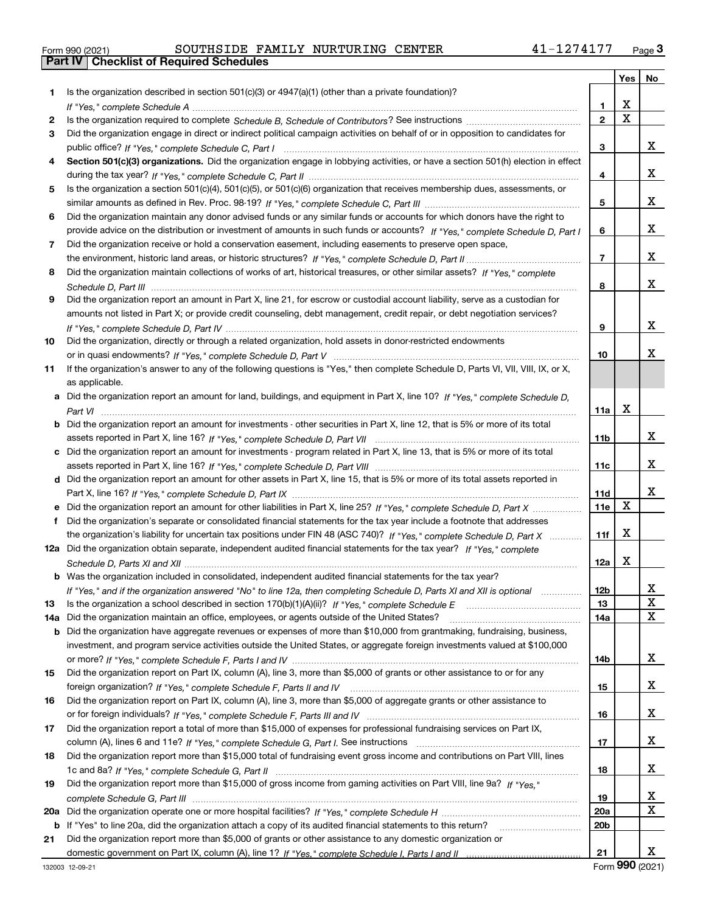Form 990 (2021) SOUTHSIDE FAMILY NURTURING CENTER 41-1274177 Page 3

## Part IV | Checklist of Required Schedules

| | | | Yes | No |
|---|---|---|---|---|
| 1 | Is the organization described in section 501(c)(3) or 4947(a)(1) (other than a private foundation)? *If "Yes," complete Schedule A* | 1 | X | |
| 2 | Is the organization required to complete *Schedule B, Schedule of Contributors*? See instructions | 2 | X | |
| 3 | Did the organization engage in direct or indirect political campaign activities on behalf of or in opposition to candidates for public office? *If "Yes," complete Schedule C, Part I* | 3 | | X |
| 4 | **Section 501(c)(3) organizations.** Did the organization engage in lobbying activities, or have a section 501(h) election in effect during the tax year? *If "Yes," complete Schedule C, Part II* | 4 | | X |
| 5 | Is the organization a section 501(c)(4), 501(c)(5), or 501(c)(6) organization that receives membership dues, assessments, or similar amounts as defined in Rev. Proc. 98-19? *If "Yes," complete Schedule C, Part III* | 5 | | X |
| 6 | Did the organization maintain any donor advised funds or any similar funds or accounts for which donors have the right to provide advice on the distribution or investment of amounts in such funds or accounts? *If "Yes," complete Schedule D, Part I* | 6 | | X |
| 7 | Did the organization receive or hold a conservation easement, including easements to preserve open space, the environment, historic land areas, or historic structures? *If "Yes," complete Schedule D, Part II* | 7 | | X |
| 8 | Did the organization maintain collections of works of art, historical treasures, or other similar assets? *If "Yes," complete Schedule D, Part III* | 8 | | X |
| 9 | Did the organization report an amount in Part X, line 21, for escrow or custodial account liability, serve as a custodian for amounts not listed in Part X; or provide credit counseling, debt management, credit repair, or debt negotiation services? *If "Yes," complete Schedule D, Part IV* | 9 | | X |
| 10 | Did the organization, directly or through a related organization, hold assets in donor-restricted endowments or in quasi endowments? *If "Yes," complete Schedule D, Part V* | 10 | | X |
| 11 | If the organization's answer to any of the following questions is "Yes," then complete Schedule D, Parts VI, VII, VIII, IX, or X, as applicable. | | | |
| a | Did the organization report an amount for land, buildings, and equipment in Part X, line 10? *If "Yes," complete Schedule D, Part VI* | 11a | X | |
| b | Did the organization report an amount for investments - other securities in Part X, line 12, that is 5% or more of its total assets reported in Part X, line 16? *If "Yes," complete Schedule D, Part VII* | 11b | | X |
| c | Did the organization report an amount for investments - program related in Part X, line 13, that is 5% or more of its total assets reported in Part X, line 16? *If "Yes," complete Schedule D, Part VIII* | 11c | | X |
| d | Did the organization report an amount for other assets in Part X, line 15, that is 5% or more of its total assets reported in Part X, line 16? *If "Yes," complete Schedule D, Part IX* | 11d | | X |
| e | Did the organization report an amount for other liabilities in Part X, line 25? *If "Yes," complete Schedule D, Part X* | 11e | X | |
| f | Did the organization's separate or consolidated financial statements for the tax year include a footnote that addresses the organization's liability for uncertain tax positions under FIN 48 (ASC 740)? *If "Yes," complete Schedule D, Part X* | 11f | X | |
| 12a | Did the organization obtain separate, independent audited financial statements for the tax year? *If "Yes," complete Schedule D, Parts XI and XII* | 12a | X | |
| b | Was the organization included in consolidated, independent audited financial statements for the tax year? *If "Yes," and if the organization answered "No" to line 12a, then completing Schedule D, Parts XI and XII is optional* | 12b | | X |
| 13 | Is the organization a school described in section 170(b)(1)(A)(ii)? *If "Yes," complete Schedule E* | 13 | | X |
| 14a | Did the organization maintain an office, employees, or agents outside of the United States? | 14a | | X |
| b | Did the organization have aggregate revenues or expenses of more than $10,000 from grantmaking, fundraising, business, investment, and program service activities outside the United States, or aggregate foreign investments valued at $100,000 or more? *If "Yes," complete Schedule F, Parts I and IV* | 14b | | X |
| 15 | Did the organization report on Part IX, column (A), line 3, more than $5,000 of grants or other assistance to or for any foreign organization? *If "Yes," complete Schedule F, Parts II and IV* | 15 | | X |
| 16 | Did the organization report on Part IX, column (A), line 3, more than $5,000 of aggregate grants or other assistance to or for foreign individuals? *If "Yes," complete Schedule F, Parts III and IV* | 16 | | X |
| 17 | Did the organization report a total of more than $15,000 of expenses for professional fundraising services on Part IX, column (A), lines 6 and 11e? *If "Yes," complete Schedule G, Part I.* See instructions | 17 | | X |
| 18 | Did the organization report more than $15,000 total of fundraising event gross income and contributions on Part VIII, lines 1c and 8a? *If "Yes," complete Schedule G, Part II* | 18 | | X |
| 19 | Did the organization report more than $15,000 of gross income from gaming activities on Part VIII, line 9a? *If "Yes," complete Schedule G, Part III* | 19 | | X |
| 20a | Did the organization operate one or more hospital facilities? *If "Yes," complete Schedule H* | 20a | | X |
| b | If "Yes" to line 20a, did the organization attach a copy of its audited financial statements to this return? | 20b | | |
| 21 | Did the organization report more than $5,000 of grants or other assistance to any domestic organization or domestic government on Part IX, column (A), line 1? *If "Yes," complete Schedule I, Parts I and II* | 21 | | X |

132003 12-09-21 Form **990** (2021)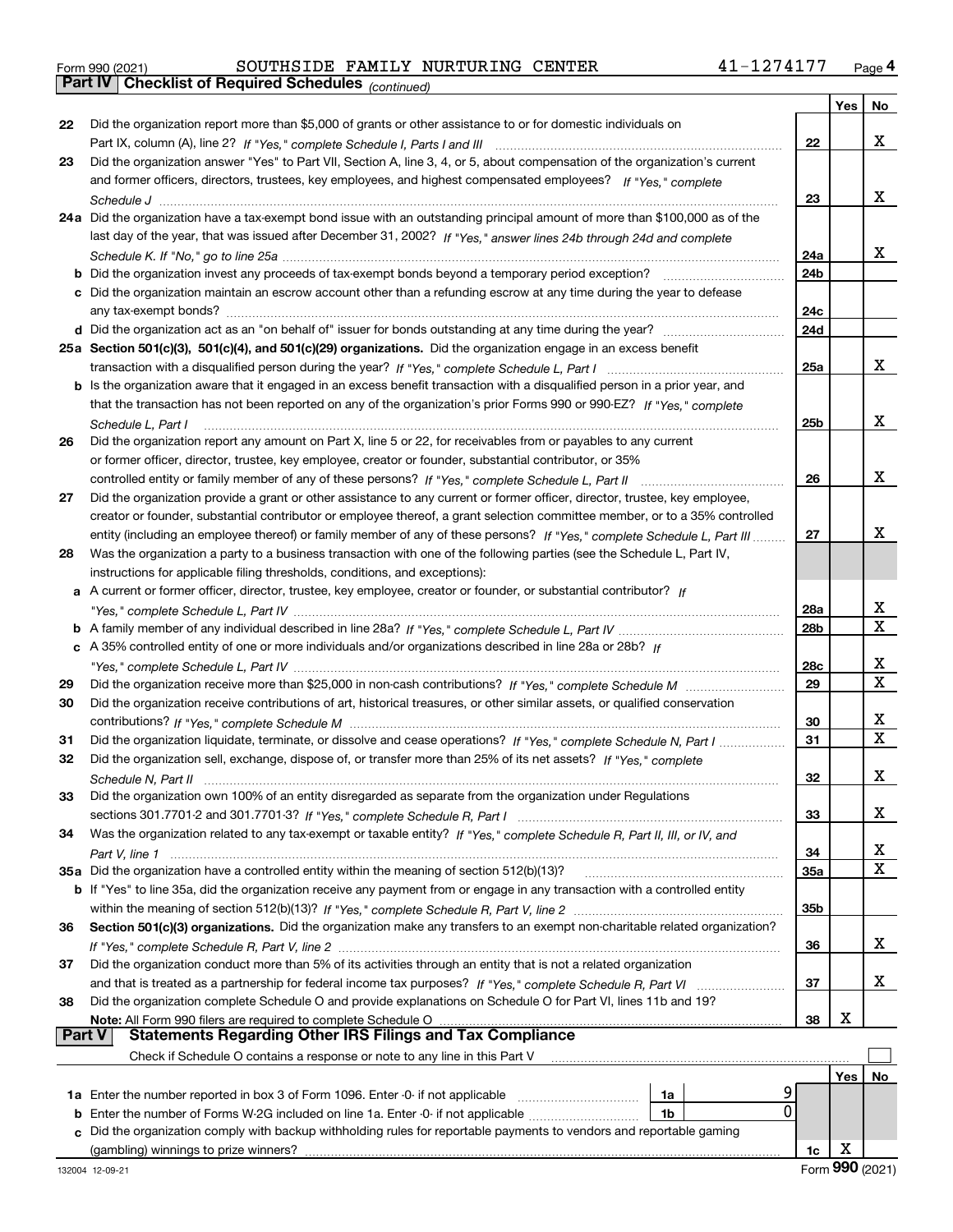Form 990 (2021) SOUTHSIDE FAMILY NURTURING CENTER 41-1274177 Page 4

## Part IV Checklist of Required Schedules *(continued)*

| | | | Yes | No |
|---|---|---|---|---|
| 22 | Did the organization report more than $5,000 of grants or other assistance to or for domestic individuals on Part IX, column (A), line 2? *If "Yes," complete Schedule I, Parts I and III* | 22 | | X |
| 23 | Did the organization answer "Yes" to Part VII, Section A, line 3, 4, or 5, about compensation of the organization's current and former officers, directors, trustees, key employees, and highest compensated employees? *If "Yes," complete Schedule J* | 23 | | X |
| 24a | Did the organization have a tax-exempt bond issue with an outstanding principal amount of more than $100,000 as of the last day of the year, that was issued after December 31, 2002? *If "Yes," answer lines 24b through 24d and complete Schedule K. If "No," go to line 25a* | 24a | | X |
| b | Did the organization invest any proceeds of tax-exempt bonds beyond a temporary period exception? | 24b | | |
| c | Did the organization maintain an escrow account other than a refunding escrow at any time during the year to defease any tax-exempt bonds? | 24c | | |
| d | Did the organization act as an "on behalf of" issuer for bonds outstanding at any time during the year? | 24d | | |
| 25a | **Section 501(c)(3), 501(c)(4), and 501(c)(29) organizations.** Did the organization engage in an excess benefit transaction with a disqualified person during the year? *If "Yes," complete Schedule L, Part I* | 25a | | X |
| b | Is the organization aware that it engaged in an excess benefit transaction with a disqualified person in a prior year, and that the transaction has not been reported on any of the organization's prior Forms 990 or 990-EZ? *If "Yes," complete Schedule L, Part I* | 25b | | X |
| 26 | Did the organization report any amount on Part X, line 5 or 22, for receivables from or payables to any current or former officer, director, trustee, key employee, creator or founder, substantial contributor, or 35% controlled entity or family member of any of these persons? *If "Yes," complete Schedule L, Part II* | 26 | | X |
| 27 | Did the organization provide a grant or other assistance to any current or former officer, director, trustee, key employee, creator or founder, substantial contributor or employee thereof, a grant selection committee member, or to a 35% controlled entity (including an employee thereof) or family member of any of these persons? *If "Yes," complete Schedule L, Part III* | 27 | | X |
| 28 | Was the organization a party to a business transaction with one of the following parties (see the Schedule L, Part IV, instructions for applicable filing thresholds, conditions, and exceptions): | | | |
| a | A current or former officer, director, trustee, key employee, creator or founder, or substantial contributor? *If "Yes," complete Schedule L, Part IV* | 28a | | X |
| b | A family member of any individual described in line 28a? *If "Yes," complete Schedule L, Part IV* | 28b | | X |
| c | A 35% controlled entity of one or more individuals and/or organizations described in line 28a or 28b? *If "Yes," complete Schedule L, Part IV* | 28c | | X |
| 29 | Did the organization receive more than $25,000 in non-cash contributions? *If "Yes," complete Schedule M* | 29 | | X |
| 30 | Did the organization receive contributions of art, historical treasures, or other similar assets, or qualified conservation contributions? *If "Yes," complete Schedule M* | 30 | | X |
| 31 | Did the organization liquidate, terminate, or dissolve and cease operations? *If "Yes," complete Schedule N, Part I* | 31 | | X |
| 32 | Did the organization sell, exchange, dispose of, or transfer more than 25% of its net assets? *If "Yes," complete Schedule N, Part II* | 32 | | X |
| 33 | Did the organization own 100% of an entity disregarded as separate from the organization under Regulations sections 301.7701-2 and 301.7701-3? *If "Yes," complete Schedule R, Part I* | 33 | | X |
| 34 | Was the organization related to any tax-exempt or taxable entity? *If "Yes," complete Schedule R, Part II, III, or IV, and Part V, line 1* | 34 | | X |
| 35a | Did the organization have a controlled entity within the meaning of section 512(b)(13)? | 35a | | X |
| b | If "Yes" to line 35a, did the organization receive any payment from or engage in any transaction with a controlled entity within the meaning of section 512(b)(13)? *If "Yes," complete Schedule R, Part V, line 2* | 35b | | |
| 36 | **Section 501(c)(3) organizations.** Did the organization make any transfers to an exempt non-charitable related organization? *If "Yes," complete Schedule R, Part V, line 2* | 36 | | X |
| 37 | Did the organization conduct more than 5% of its activities through an entity that is not a related organization and that is treated as a partnership for federal income tax purposes? *If "Yes," complete Schedule R, Part VI* | 37 | | X |
| 38 | Did the organization complete Schedule O and provide explanations on Schedule O for Part VI, lines 11b and 19? **Note:** All Form 990 filers are required to complete Schedule O | 38 | X | |

## Part V Statements Regarding Other IRS Filings and Tax Compliance

Check if Schedule O contains a response or note to any line in this Part V ☐

| | | | | | Yes | No |
|---|---|---|---|---|---|---|
| 1a | Enter the number reported in box 3 of Form 1096. Enter -0- if not applicable | 1a | 9 | | | |
| b | Enter the number of Forms W-2G included on line 1a. Enter -0- if not applicable | 1b | 0 | | | |
| c | Did the organization comply with backup withholding rules for reportable payments to vendors and reportable gaming (gambling) winnings to prize winners? | | | 1c | X | |

132004 12-09-21 Form **990** (2021)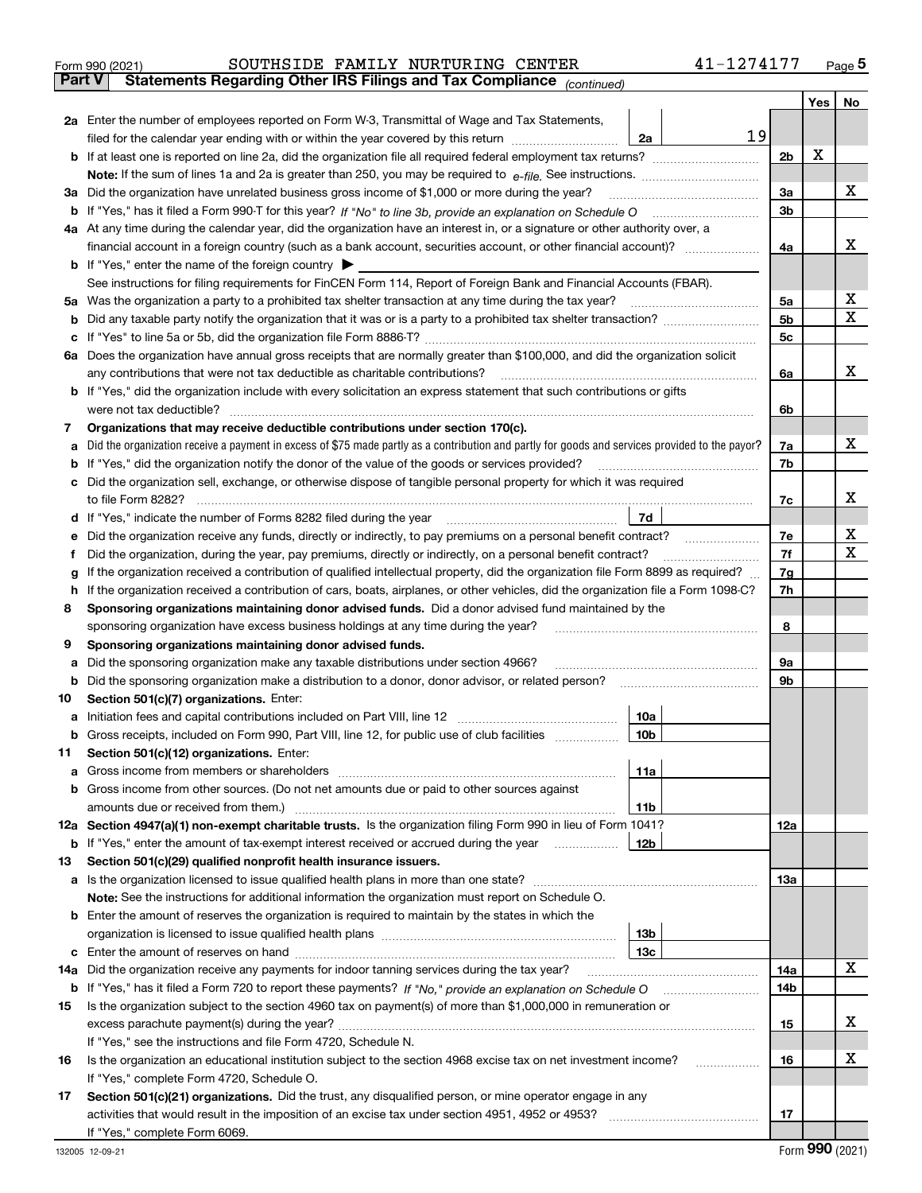Form 990 (2021) SOUTHSIDE FAMILY NURTURING CENTER 41-1274177 Page 5

## Part V Statements Regarding Other IRS Filings and Tax Compliance *(continued)*

| | | | | Yes | No |
|---|---|---|---|---|---|
| **2a** | Enter the number of employees reported on Form W-3, Transmittal of Wage and Tax Statements, filed for the calendar year ending with or within the year covered by this return | 2a | 19 | | |
| **b** | If at least one is reported on line 2a, did the organization file all required federal employment tax returns? | | 2b | X | |
| | **Note:** If the sum of lines 1a and 2a is greater than 250, you may be required to *e-file*. See instructions. | | | | |
| **3a** | Did the organization have unrelated business gross income of $1,000 or more during the year? | | 3a | | X |
| **b** | If "Yes," has it filed a Form 990-T for this year? *If "No" to line 3b, provide an explanation on Schedule O* | | 3b | | |
| **4a** | At any time during the calendar year, did the organization have an interest in, or a signature or other authority over, a financial account in a foreign country (such as a bank account, securities account, or other financial account)? | | 4a | | X |
| **b** | If "Yes," enter the name of the foreign country ▶ | | | | |
| | See instructions for filing requirements for FinCEN Form 114, Report of Foreign Bank and Financial Accounts (FBAR). | | | | |
| **5a** | Was the organization a party to a prohibited tax shelter transaction at any time during the tax year? | | 5a | | X |
| **b** | Did any taxable party notify the organization that it was or is a party to a prohibited tax shelter transaction? | | 5b | | X |
| **c** | If "Yes" to line 5a or 5b, did the organization file Form 8886-T? | | 5c | | |
| **6a** | Does the organization have annual gross receipts that are normally greater than $100,000, and did the organization solicit any contributions that were not tax deductible as charitable contributions? | | 6a | | X |
| **b** | If "Yes," did the organization include with every solicitation an express statement that such contributions or gifts were not tax deductible? | | 6b | | |
| **7** | **Organizations that may receive deductible contributions under section 170(c).** | | | | |
| **a** | Did the organization receive a payment in excess of $75 made partly as a contribution and partly for goods and services provided to the payor? | | 7a | | X |
| **b** | If "Yes," did the organization notify the donor of the value of the goods or services provided? | | 7b | | |
| **c** | Did the organization sell, exchange, or otherwise dispose of tangible personal property for which it was required to file Form 8282? | | 7c | | X |
| **d** | If "Yes," indicate the number of Forms 8282 filed during the year | 7d | | | |
| **e** | Did the organization receive any funds, directly or indirectly, to pay premiums on a personal benefit contract? | | 7e | | X |
| **f** | Did the organization, during the year, pay premiums, directly or indirectly, on a personal benefit contract? | | 7f | | X |
| **g** | If the organization received a contribution of qualified intellectual property, did the organization file Form 8899 as required? | | 7g | | |
| **h** | If the organization received a contribution of cars, boats, airplanes, or other vehicles, did the organization file a Form 1098-C? | | 7h | | |
| **8** | **Sponsoring organizations maintaining donor advised funds.** Did a donor advised fund maintained by the sponsoring organization have excess business holdings at any time during the year? | | 8 | | |
| **9** | **Sponsoring organizations maintaining donor advised funds.** | | | | |
| **a** | Did the sponsoring organization make any taxable distributions under section 4966? | | 9a | | |
| **b** | Did the sponsoring organization make a distribution to a donor, donor advisor, or related person? | | 9b | | |
| **10** | **Section 501(c)(7) organizations.** Enter: | | | | |
| **a** | Initiation fees and capital contributions included on Part VIII, line 12 | 10a | | | |
| **b** | Gross receipts, included on Form 990, Part VIII, line 12, for public use of club facilities | 10b | | | |
| **11** | **Section 501(c)(12) organizations.** Enter: | | | | |
| **a** | Gross income from members or shareholders | 11a | | | |
| **b** | Gross income from other sources. (Do not net amounts due or paid to other sources against amounts due or received from them.) | 11b | | | |
| **12a** | **Section 4947(a)(1) non-exempt charitable trusts.** Is the organization filing Form 990 in lieu of Form 1041? | | 12a | | |
| **b** | If "Yes," enter the amount of tax-exempt interest received or accrued during the year | 12b | | | |
| **13** | **Section 501(c)(29) qualified nonprofit health insurance issuers.** | | | | |
| **a** | Is the organization licensed to issue qualified health plans in more than one state? | | 13a | | |
| | **Note:** See the instructions for additional information the organization must report on Schedule O. | | | | |
| **b** | Enter the amount of reserves the organization is required to maintain by the states in which the organization is licensed to issue qualified health plans | 13b | | | |
| **c** | Enter the amount of reserves on hand | 13c | | | |
| **14a** | Did the organization receive any payments for indoor tanning services during the tax year? | | 14a | | X |
| **b** | If "Yes," has it filed a Form 720 to report these payments? *If "No," provide an explanation on Schedule O* | | 14b | | |
| **15** | Is the organization subject to the section 4960 tax on payment(s) of more than $1,000,000 in remuneration or excess parachute payment(s) during the year? | | 15 | | X |
| | If "Yes," see the instructions and file Form 4720, Schedule N. | | | | |
| **16** | Is the organization an educational institution subject to the section 4968 excise tax on net investment income? | | 16 | | X |
| | If "Yes," complete Form 4720, Schedule O. | | | | |
| **17** | **Section 501(c)(21) organizations.** Did the trust, any disqualified person, or mine operator engage in any activities that would result in the imposition of an excise tax under section 4951, 4952 or 4953? | | 17 | | |
| | If "Yes," complete Form 6069. | | | | |

132005 12-09-21 Form **990** (2021)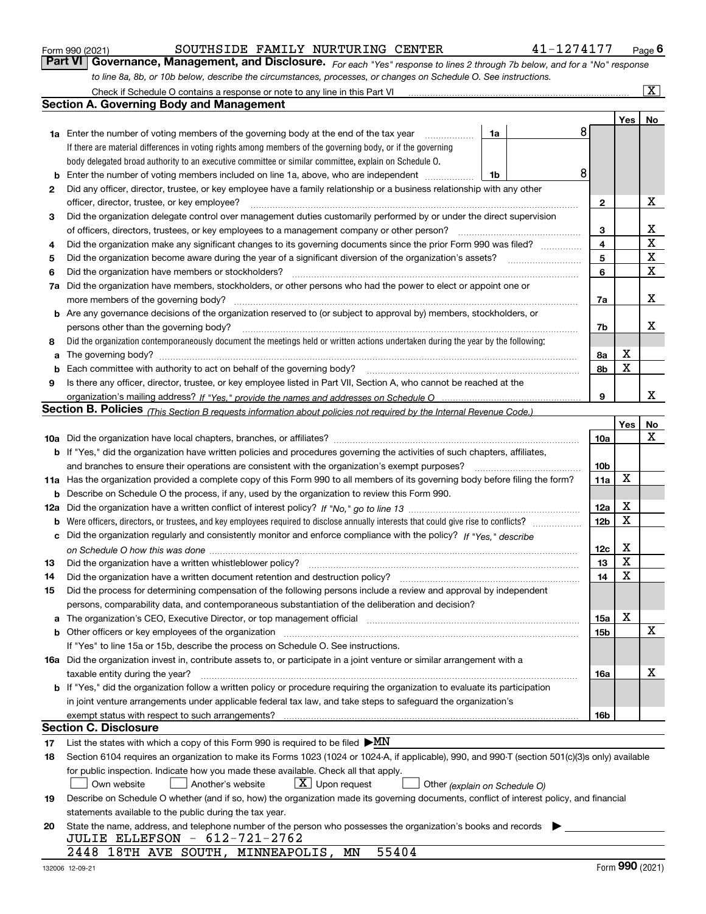Form 990 (2021) SOUTHSIDE FAMILY NURTURING CENTER 41-1274177

## Part VI Governance, Management, and Disclosure.

*For each "Yes" response to lines 2 through 7b below, and for a "No" response to line 8a, 8b, or 10b below, describe the circumstances, processes, or changes on Schedule O. See instructions.*

Check if Schedule O contains a response or note to any line in this Part VI .......... [X]

### Section A. Governing Body and Management

| | | | | Yes | No |
|---|---|---|---|---|---|
| **1a** | Enter the number of voting members of the governing body at the end of the tax year. If there are material differences in voting rights among members of the governing body, or if the governing body delegated broad authority to an executive committee or similar committee, explain on Schedule O. | 1a | 8 | | |
| **b** | Enter the number of voting members included on line 1a, above, who are independent | 1b | 8 | | |
| **2** | Did any officer, director, trustee, or key employee have a family relationship or a business relationship with any other officer, director, trustee, or key employee? | | 2 | | X |
| **3** | Did the organization delegate control over management duties customarily performed by or under the direct supervision of officers, directors, trustees, or key employees to a management company or other person? | | 3 | | X |
| **4** | Did the organization make any significant changes to its governing documents since the prior Form 990 was filed? | | 4 | | X |
| **5** | Did the organization become aware during the year of a significant diversion of the organization's assets? | | 5 | | X |
| **6** | Did the organization have members or stockholders? | | 6 | | X |
| **7a** | Did the organization have members, stockholders, or other persons who had the power to elect or appoint one or more members of the governing body? | | 7a | | X |
| **b** | Are any governance decisions of the organization reserved to (or subject to approval by) members, stockholders, or persons other than the governing body? | | 7b | | X |
| **8** | Did the organization contemporaneously document the meetings held or written actions undertaken during the year by the following: | | | | |
| **a** | The governing body? | | 8a | X | |
| **b** | Each committee with authority to act on behalf of the governing body? | | 8b | X | |
| **9** | Is there any officer, director, trustee, or key employee listed in Part VII, Section A, who cannot be reached at the organization's mailing address? *If "Yes," provide the names and addresses on Schedule O* | | 9 | | X |

### Section B. Policies *(This Section B requests information about policies not required by the Internal Revenue Code.)*

| | | | Yes | No |
|---|---|---|---|---|
| **10a** | Did the organization have local chapters, branches, or affiliates? | 10a | | X |
| **b** | If "Yes," did the organization have written policies and procedures governing the activities of such chapters, affiliates, and branches to ensure their operations are consistent with the organization's exempt purposes? | 10b | | |
| **11a** | Has the organization provided a complete copy of this Form 990 to all members of its governing body before filing the form? | 11a | X | |
| **b** | Describe on Schedule O the process, if any, used by the organization to review this Form 990. | | | |
| **12a** | Did the organization have a written conflict of interest policy? *If "No," go to line 13* | 12a | X | |
| **b** | Were officers, directors, or trustees, and key employees required to disclose annually interests that could give rise to conflicts? | 12b | X | |
| **c** | Did the organization regularly and consistently monitor and enforce compliance with the policy? *If "Yes," describe on Schedule O how this was done* | 12c | X | |
| **13** | Did the organization have a written whistleblower policy? | 13 | X | |
| **14** | Did the organization have a written document retention and destruction policy? | 14 | X | |
| **15** | Did the process for determining compensation of the following persons include a review and approval by independent persons, comparability data, and contemporaneous substantiation of the deliberation and decision? | | | |
| **a** | The organization's CEO, Executive Director, or top management official | 15a | X | |
| **b** | Other officers or key employees of the organization | 15b | | X |
| | If "Yes" to line 15a or 15b, describe the process on Schedule O. See instructions. | | | |
| **16a** | Did the organization invest in, contribute assets to, or participate in a joint venture or similar arrangement with a taxable entity during the year? | 16a | | X |
| **b** | If "Yes," did the organization follow a written policy or procedure requiring the organization to evaluate its participation in joint venture arrangements under applicable federal tax law, and take steps to safeguard the organization's exempt status with respect to such arrangements? | 16b | | |

### Section C. Disclosure

**17** List the states with which a copy of this Form 990 is required to be filed ▶ MN

**18** Section 6104 requires an organization to make its Forms 1023 (1024 or 1024-A, if applicable), 990, and 990-T (section 501(c)(3)s only) available for public inspection. Indicate how you made these available. Check all that apply.

[ ] Own website [ ] Another's website [X] Upon request [ ] Other *(explain on Schedule O)*

**19** Describe on Schedule O whether (and if so, how) the organization made its governing documents, conflict of interest policy, and financial statements available to the public during the tax year.

**20** State the name, address, and telephone number of the person who possesses the organization's books and records ▶

JULIE ELLEFSON - 612-721-2762
2448 18TH AVE SOUTH, MINNEAPOLIS, MN 55404

Form **990** (2021)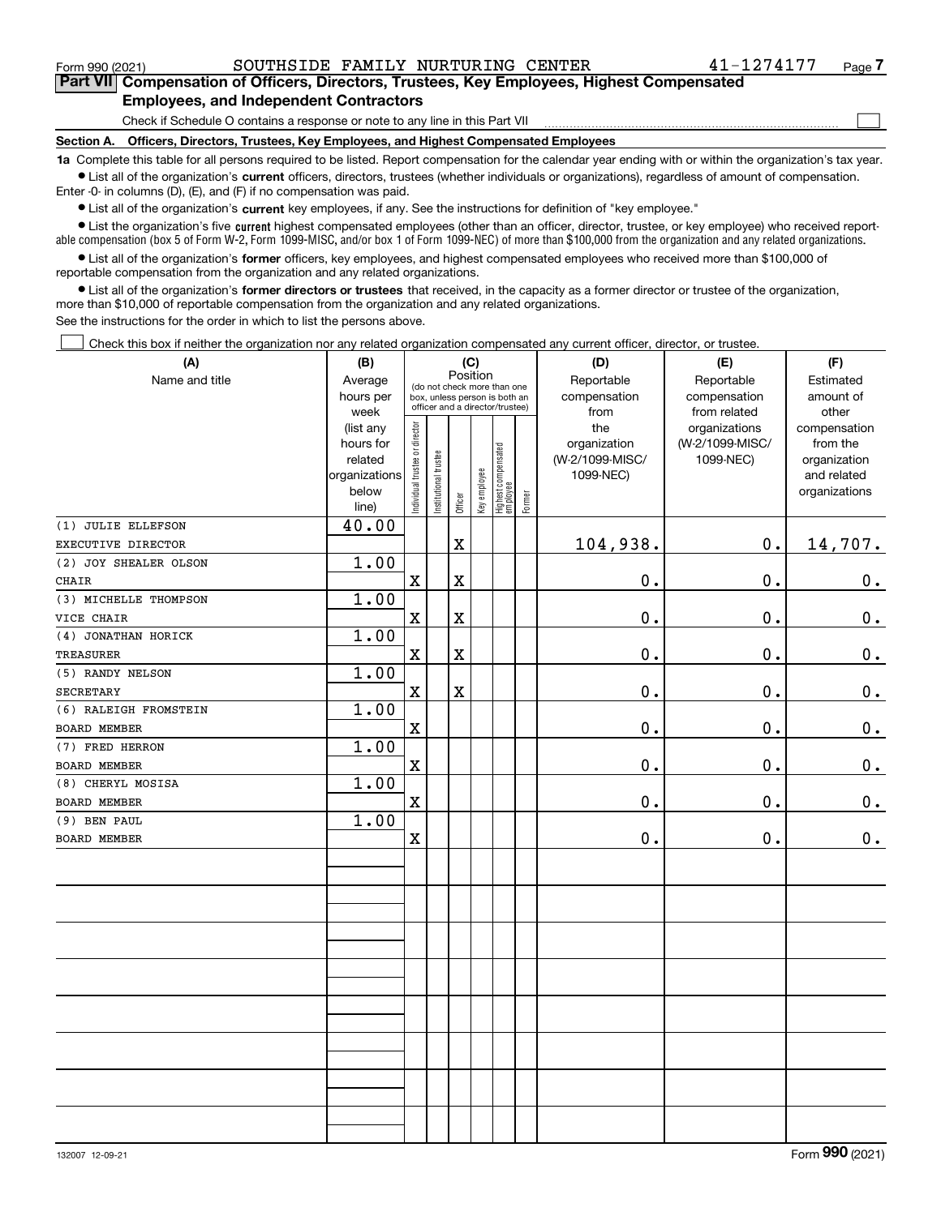Form 990 (2021) SOUTHSIDE FAMILY NURTURING CENTER 41-1274177 Page 7

**Part VII Compensation of Officers, Directors, Trustees, Key Employees, Highest Compensated Employees, and Independent Contractors**

Check if Schedule O contains a response or note to any line in this Part VII ☐

**Section A. Officers, Directors, Trustees, Key Employees, and Highest Compensated Employees**

**1a** Complete this table for all persons required to be listed. Report compensation for the calendar year ending with or within the organization's tax year.

• List all of the organization's **current** officers, directors, trustees (whether individuals or organizations), regardless of amount of compensation. Enter -0- in columns (D), (E), and (F) if no compensation was paid.

• List all of the organization's **current** key employees, if any. See the instructions for definition of "key employee."

• List the organization's five **current** highest compensated employees (other than an officer, director, trustee, or key employee) who received reportable compensation (box 5 of Form W-2, Form 1099-MISC, and/or box 1 of Form 1099-NEC) of more than $100,000 from the organization and any related organizations.

• List all of the organization's **former** officers, key employees, and highest compensated employees who received more than $100,000 of reportable compensation from the organization and any related organizations.

• List all of the organization's **former directors or trustees** that received, in the capacity as a former director or trustee of the organization, more than $10,000 of reportable compensation from the organization and any related organizations.

See the instructions for the order in which to list the persons above.

☐ Check this box if neither the organization nor any related organization compensated any current officer, director, or trustee.

| (A) Name and title | (B) Average hours per week (list any hours for related organizations below line) | (C) Position (do not check more than one box, unless person is both an officer and a director/trustee): Individual trustee or director | Institutional trustee | Officer | Key employee | Highest compensated employee | Former | (D) Reportable compensation from the organization (W-2/1099-MISC/1099-NEC) | (E) Reportable compensation from related organizations (W-2/1099-MISC/1099-NEC) | (F) Estimated amount of other compensation from the organization and related organizations |
|---|---|---|---|---|---|---|---|---|---|---|
| (1) JULIE ELLEFSON<br>EXECUTIVE DIRECTOR | 40.00 | | | X | | | | 104,938. | 0. | 14,707. |
| (2) JOY SHEALER OLSON<br>CHAIR | 1.00 | X | | X | | | | 0. | 0. | 0. |
| (3) MICHELLE THOMPSON<br>VICE CHAIR | 1.00 | X | | X | | | | 0. | 0. | 0. |
| (4) JONATHAN HORICK<br>TREASURER | 1.00 | X | | X | | | | 0. | 0. | 0. |
| (5) RANDY NELSON<br>SECRETARY | 1.00 | X | | X | | | | 0. | 0. | 0. |
| (6) RALEIGH FROMSTEIN<br>BOARD MEMBER | 1.00 | X | | | | | | 0. | 0. | 0. |
| (7) FRED HERRON<br>BOARD MEMBER | 1.00 | X | | | | | | 0. | 0. | 0. |
| (8) CHERYL MOSISA<br>BOARD MEMBER | 1.00 | X | | | | | | 0. | 0. | 0. |
| (9) BEN PAUL<br>BOARD MEMBER | 1.00 | X | | | | | | 0. | 0. | 0. |

132007 12-09-21 Form 990 (2021)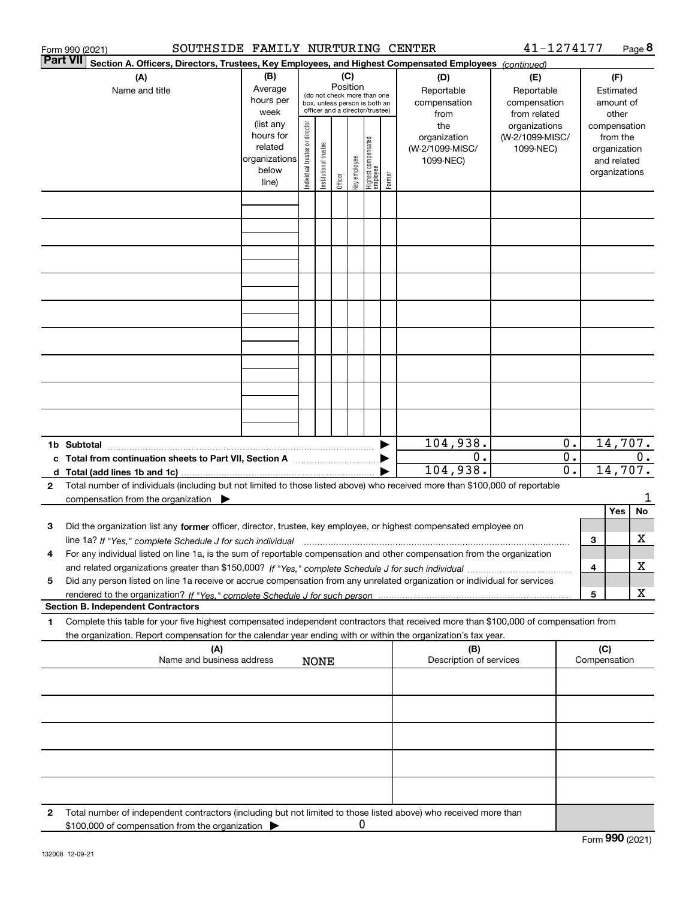Form 990 (2021) SOUTHSIDE FAMILY NURTURING CENTER 41-1274177 Page **8**

**Part VII** **Section A. Officers, Directors, Trustees, Key Employees, and Highest Compensated Employees** *(continued)*

| (A) Name and title | (B) Average hours per week (list any hours for related organizations below line) | (C) Position (do not check more than one box, unless person is both an officer and a director/trustee): Individual trustee or director | Institutional trustee | Officer | Key employee | Highest compensated employee | Former | (D) Reportable compensation from the organization (W-2/1099-MISC/ 1099-NEC) | (E) Reportable compensation from related organizations (W-2/1099-MISC/ 1099-NEC) | (F) Estimated amount of other compensation from the organization and related organizations |
|---|---|---|---|---|---|---|---|---|---|---|
| | | | | | | | | | | |
| | | | | | | | | | | |
| | | | | | | | | | | |
| | | | | | | | | | | |
| | | | | | | | | | | |
| | | | | | | | | | | |
| | | | | | | | | | | |
| | | | | | | | | | | |
| | | | | | | | | | | |
| **1b Subtotal** | | | | | | | ▶ | 104,938. | 0. | 14,707. |
| **c Total from continuation sheets to Part VII, Section A** | | | | | | | ▶ | 0. | 0. | 0. |
| **d Total (add lines 1b and 1c)** | | | | | | | ▶ | 104,938. | 0. | 14,707. |

**2** Total number of individuals (including but not limited to those listed above) who received more than $100,000 of reportable compensation from the organization ▶ 1

| | | | Yes | No |
|---|---|---|---|---|
| **3** | Did the organization list any **former** officer, director, trustee, key employee, or highest compensated employee on line 1a? *If "Yes," complete Schedule J for such individual* | 3 | | X |
| **4** | For any individual listed on line 1a, is the sum of reportable compensation and other compensation from the organization and related organizations greater than $150,000? *If "Yes," complete Schedule J for such individual* | 4 | | X |
| **5** | Did any person listed on line 1a receive or accrue compensation from any unrelated organization or individual for services rendered to the organization? *If "Yes," complete Schedule J for such person* | 5 | | X |

**Section B. Independent Contractors**

**1** Complete this table for your five highest compensated independent contractors that received more than $100,000 of compensation from the organization. Report compensation for the calendar year ending with or within the organization's tax year.

| (A) Name and business address | (B) Description of services | (C) Compensation |
|---|---|---|
| NONE | | |
| | | |
| | | |
| | | |
| | | |

**2** Total number of independent contractors (including but not limited to those listed above) who received more than $100,000 of compensation from the organization ▶ 0

Form **990** (2021)

132008 12-09-21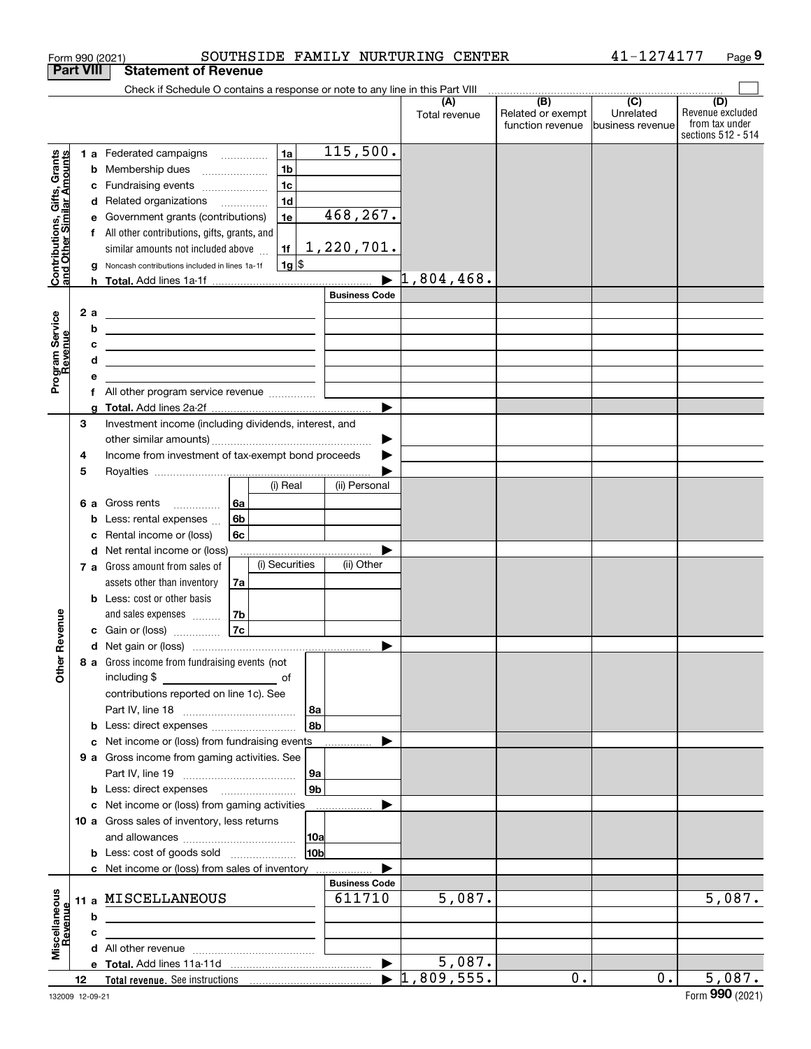Form 990 (2021) SOUTHSIDE FAMILY NURTURING CENTER 41-1274177

## Part VIII Statement of Revenue

Check if Schedule O contains a response or note to any line in this Part VIII

| | | | | | (A) Total revenue | (B) Related or exempt function revenue | (C) Unrelated business revenue | (D) Revenue excluded from tax under sections 512 - 514 |
|---|---|---|---|---|---|---|---|---|
| **Contributions, Gifts, Grants and Other Similar Amounts** | 1 a | Federated campaigns | 1a | 115,500. | | | | |
| | b | Membership dues | 1b | | | | | |
| | c | Fundraising events | 1c | | | | | |
| | d | Related organizations | 1d | | | | | |
| | e | Government grants (contributions) | 1e | 468,267. | | | | |
| | f | All other contributions, gifts, grants, and similar amounts not included above | 1f | 1,220,701. | | | | |
| | g | Noncash contributions included in lines 1a-1f | 1g | $ | | | | |
| | h | **Total.** Add lines 1a-1f | | | 1,804,468. | | | |
| | | | | Business Code | | | | |
| **Program Service Revenue** | 2 a | | | | | | | |
| | b | | | | | | | |
| | c | | | | | | | |
| | d | | | | | | | |
| | e | | | | | | | |
| | f | All other program service revenue | | | | | | |
| | g | **Total.** Add lines 2a-2f | | | | | | |
| **Other Revenue** | 3 | Investment income (including dividends, interest, and other similar amounts) | | | | | | |
| | 4 | Income from investment of tax-exempt bond proceeds | | | | | | |
| | 5 | Royalties | | | | | | |
| | | | | (i) Real / (ii) Personal | | | | |
| | 6 a | Gross rents | 6a | | | | | |
| | b | Less: rental expenses | 6b | | | | | |
| | c | Rental income or (loss) | 6c | | | | | |
| | d | Net rental income or (loss) | | | | | | |
| | | | | (i) Securities / (ii) Other | | | | |
| | 7 a | Gross amount from sales of assets other than inventory | 7a | | | | | |
| | b | Less: cost or other basis and sales expenses | 7b | | | | | |
| | c | Gain or (loss) | 7c | | | | | |
| | d | Net gain or (loss) | | | | | | |
| | 8 a | Gross income from fundraising events (not including $ of contributions reported on line 1c). See Part IV, line 18 | 8a | | | | | |
| | b | Less: direct expenses | 8b | | | | | |
| | c | Net income or (loss) from fundraising events | | | | | | |
| | 9 a | Gross income from gaming activities. See Part IV, line 19 | 9a | | | | | |
| | b | Less: direct expenses | 9b | | | | | |
| | c | Net income or (loss) from gaming activities | | | | | | |
| | 10 a | Gross sales of inventory, less returns and allowances | 10a | | | | | |
| | b | Less: cost of goods sold | 10b | | | | | |
| | c | Net income or (loss) from sales of inventory | | | | | | |
| | | | | Business Code | | | | |
| **Miscellaneous Revenue** | 11 a | MISCELLANEOUS | | 611710 | 5,087. | | | 5,087. |
| | b | | | | | | | |
| | c | | | | | | | |
| | d | All other revenue | | | | | | |
| | e | **Total.** Add lines 11a-11d | | | 5,087. | | | |
| | 12 | **Total revenue.** See instructions | | | 1,809,555. | 0. | 0. | 5,087. |

132009 12-09-21 Form **990** (2021)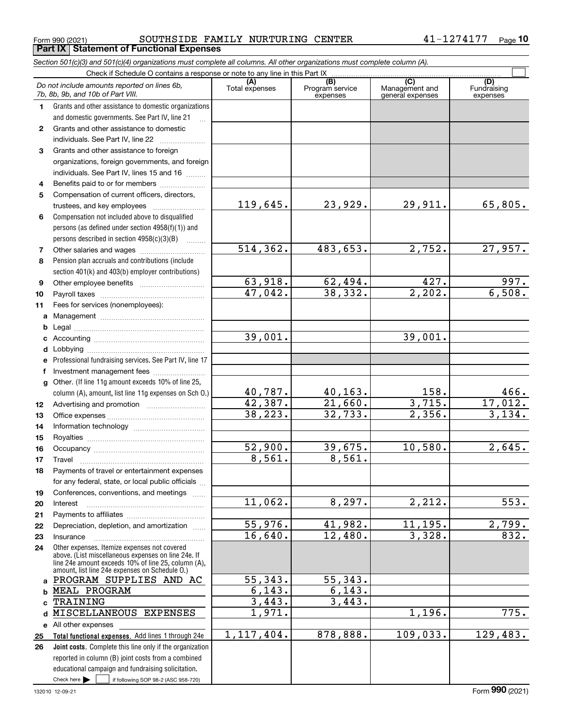Form 990 (2021) SOUTHSIDE FAMILY NURTURING CENTER 41-1274177

## Part IX Statement of Functional Expenses

*Section 501(c)(3) and 501(c)(4) organizations must complete all columns. All other organizations must complete column (A).*

Check if Schedule O contains a response or note to any line in this Part IX

| *Do not include amounts reported on lines 6b, 7b, 8b, 9b, and 10b of Part VIII.* | (A) Total expenses | (B) Program service expenses | (C) Management and general expenses | (D) Fundraising expenses |
|---|---|---|---|---|
| **1** Grants and other assistance to domestic organizations and domestic governments. See Part IV, line 21 | | | | |
| **2** Grants and other assistance to domestic individuals. See Part IV, line 22 | | | | |
| **3** Grants and other assistance to foreign organizations, foreign governments, and foreign individuals. See Part IV, lines 15 and 16 | | | | |
| **4** Benefits paid to or for members | | | | |
| **5** Compensation of current officers, directors, trustees, and key employees | 119,645. | 23,929. | 29,911. | 65,805. |
| **6** Compensation not included above to disqualified persons (as defined under section 4958(f)(1)) and persons described in section 4958(c)(3)(B) | | | | |
| **7** Other salaries and wages | 514,362. | 483,653. | 2,752. | 27,957. |
| **8** Pension plan accruals and contributions (include section 401(k) and 403(b) employer contributions) | | | | |
| **9** Other employee benefits | 63,918. | 62,494. | 427. | 997. |
| **10** Payroll taxes | 47,042. | 38,332. | 2,202. | 6,508. |
| **11** Fees for services (nonemployees): | | | | |
| **a** Management | | | | |
| **b** Legal | | | | |
| **c** Accounting | 39,001. | | 39,001. | |
| **d** Lobbying | | | | |
| **e** Professional fundraising services. See Part IV, line 17 | | | | |
| **f** Investment management fees | | | | |
| **g** Other. (If line 11g amount exceeds 10% of line 25, column (A), amount, list line 11g expenses on Sch O.) | 40,787. | 40,163. | 158. | 466. |
| **12** Advertising and promotion | 42,387. | 21,660. | 3,715. | 17,012. |
| **13** Office expenses | 38,223. | 32,733. | 2,356. | 3,134. |
| **14** Information technology | | | | |
| **15** Royalties | | | | |
| **16** Occupancy | 52,900. | 39,675. | 10,580. | 2,645. |
| **17** Travel | 8,561. | 8,561. | | |
| **18** Payments of travel or entertainment expenses for any federal, state, or local public officials | | | | |
| **19** Conferences, conventions, and meetings | | | | |
| **20** Interest | 11,062. | 8,297. | 2,212. | 553. |
| **21** Payments to affiliates | | | | |
| **22** Depreciation, depletion, and amortization | 55,976. | 41,982. | 11,195. | 2,799. |
| **23** Insurance | 16,640. | 12,480. | 3,328. | 832. |
| **24** Other expenses. Itemize expenses not covered above. (List miscellaneous expenses on line 24e. If line 24e amount exceeds 10% of line 25, column (A), amount, list line 24e expenses on Schedule O.) | | | | |
| **a** PROGRAM SUPPLIES AND AC | 55,343. | 55,343. | | |
| **b** MEAL PROGRAM | 6,143. | 6,143. | | |
| **c** TRAINING | 3,443. | 3,443. | | |
| **d** MISCELLANEOUS EXPENSES | 1,971. | | 1,196. | 775. |
| **e** All other expenses | | | | |
| **25** **Total functional expenses.** Add lines 1 through 24e | 1,117,404. | 878,888. | 109,033. | 129,483. |
| **26** **Joint costs.** Complete this line only if the organization reported in column (B) joint costs from a combined educational campaign and fundraising solicitation. Check here ☐ if following SOP 98-2 (ASC 958-720) | | | | |

132010 12-09-21 Form **990** (2021)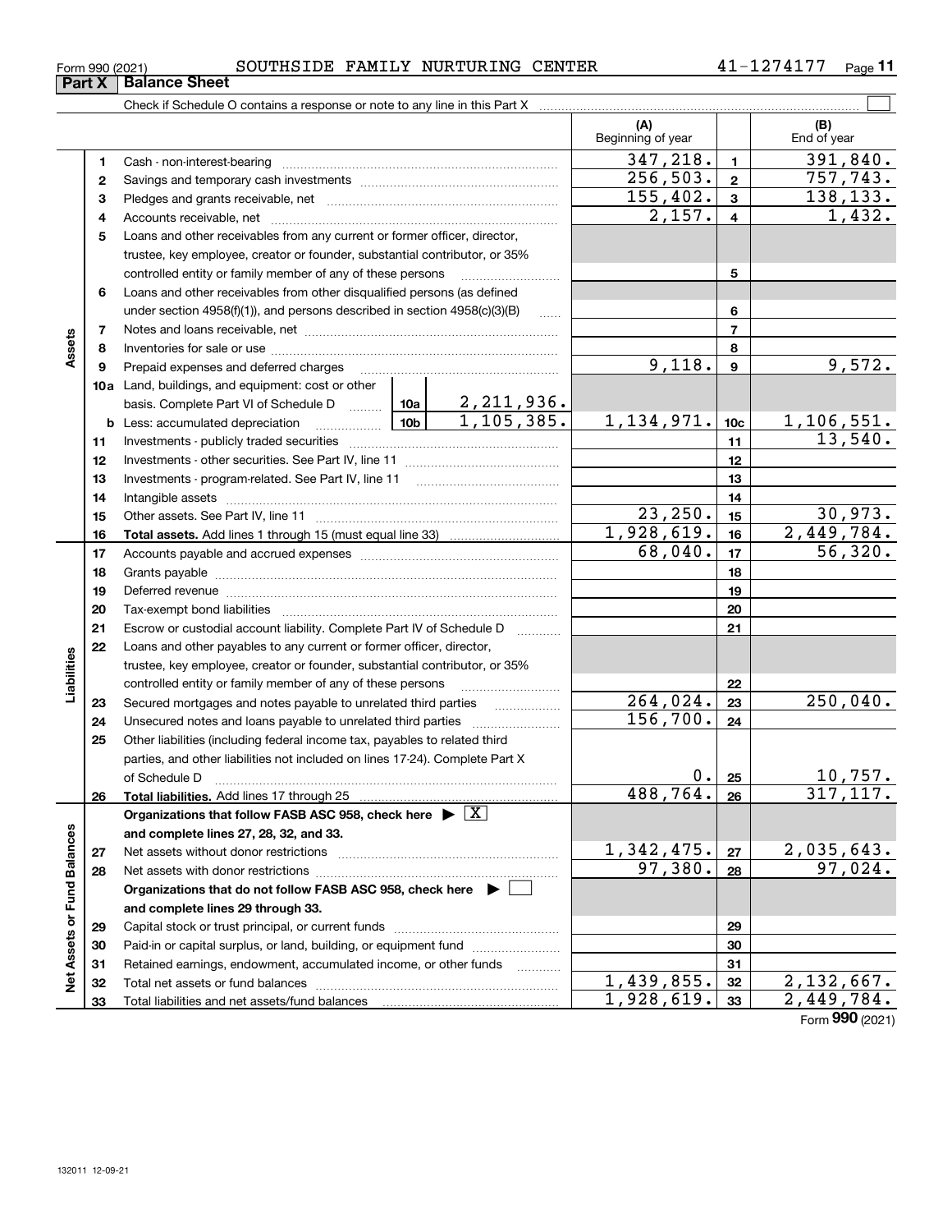Form 990 (2021) SOUTHSIDE FAMILY NURTURING CENTER 41-1274177

## Part X Balance Sheet

Check if Schedule O contains a response or note to any line in this Part X

| | | | | (A) Beginning of year | | (B) End of year |
|---|---|---|---|---|---|---|
| **Assets** | 1 | Cash - non-interest-bearing | | 347,218. | 1 | 391,840. |
| | 2 | Savings and temporary cash investments | | 256,503. | 2 | 757,743. |
| | 3 | Pledges and grants receivable, net | | 155,402. | 3 | 138,133. |
| | 4 | Accounts receivable, net | | 2,157. | 4 | 1,432. |
| | 5 | Loans and other receivables from any current or former officer, director, trustee, key employee, creator or founder, substantial contributor, or 35% controlled entity or family member of any of these persons | | | 5 | |
| | 6 | Loans and other receivables from other disqualified persons (as defined under section 4958(f)(1)), and persons described in section 4958(c)(3)(B) | | | 6 | |
| | 7 | Notes and loans receivable, net | | | 7 | |
| | 8 | Inventories for sale or use | | | 8 | |
| | 9 | Prepaid expenses and deferred charges | | 9,118. | 9 | 9,572. |
| | 10a | Land, buildings, and equipment: cost or other basis. Complete Part VI of Schedule D | 10a 2,211,936. | | | |
| | b | Less: accumulated depreciation | 10b 1,105,385. | 1,134,971. | 10c | 1,106,551. |
| | 11 | Investments - publicly traded securities | | | 11 | 13,540. |
| | 12 | Investments - other securities. See Part IV, line 11 | | | 12 | |
| | 13 | Investments - program-related. See Part IV, line 11 | | | 13 | |
| | 14 | Intangible assets | | | 14 | |
| | 15 | Other assets. See Part IV, line 11 | | 23,250. | 15 | 30,973. |
| | 16 | **Total assets.** Add lines 1 through 15 (must equal line 33) | | 1,928,619. | 16 | 2,449,784. |
| **Liabilities** | 17 | Accounts payable and accrued expenses | | 68,040. | 17 | 56,320. |
| | 18 | Grants payable | | | 18 | |
| | 19 | Deferred revenue | | | 19 | |
| | 20 | Tax-exempt bond liabilities | | | 20 | |
| | 21 | Escrow or custodial account liability. Complete Part IV of Schedule D | | | 21 | |
| | 22 | Loans and other payables to any current or former officer, director, trustee, key employee, creator or founder, substantial contributor, or 35% controlled entity or family member of any of these persons | | | 22 | |
| | 23 | Secured mortgages and notes payable to unrelated third parties | | 264,024. | 23 | 250,040. |
| | 24 | Unsecured notes and loans payable to unrelated third parties | | 156,700. | 24 | |
| | 25 | Other liabilities (including federal income tax, payables to related third parties, and other liabilities not included on lines 17-24). Complete Part X of Schedule D | | 0. | 25 | 10,757. |
| | 26 | **Total liabilities.** Add lines 17 through 25 | | 488,764. | 26 | 317,117. |
| **Net Assets or Fund Balances** | | **Organizations that follow FASB ASC 958, check here** ▶ [X] **and complete lines 27, 28, 32, and 33.** | | | | |
| | 27 | Net assets without donor restrictions | | 1,342,475. | 27 | 2,035,643. |
| | 28 | Net assets with donor restrictions | | 97,380. | 28 | 97,024. |
| | | **Organizations that do not follow FASB ASC 958, check here** ▶ [ ] **and complete lines 29 through 33.** | | | | |
| | 29 | Capital stock or trust principal, or current funds | | | 29 | |
| | 30 | Paid-in or capital surplus, or land, building, or equipment fund | | | 30 | |
| | 31 | Retained earnings, endowment, accumulated income, or other funds | | | 31 | |
| | 32 | Total net assets or fund balances | | 1,439,855. | 32 | 2,132,667. |
| | 33 | Total liabilities and net assets/fund balances | | 1,928,619. | 33 | 2,449,784. |

Form 990 (2021)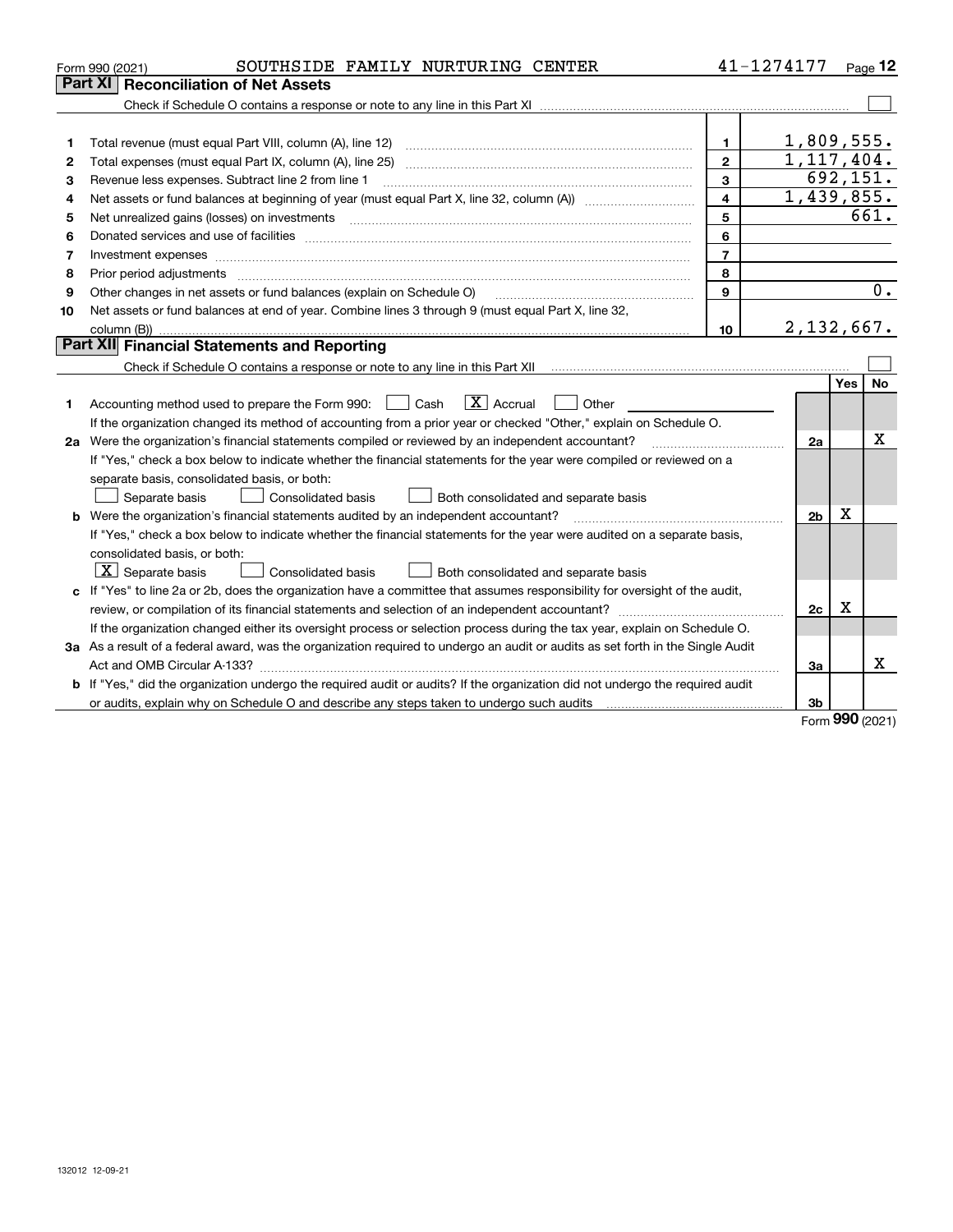Form 990 (2021) SOUTHSIDE FAMILY NURTURING CENTER 41-1274177

## Part XI Reconciliation of Net Assets

Check if Schedule O contains a response or note to any line in this Part XI ☐

| | | | |
|---|---|---|---|
| 1 | Total revenue (must equal Part VIII, column (A), line 12) | 1 | 1,809,555. |
| 2 | Total expenses (must equal Part IX, column (A), line 25) | 2 | 1,117,404. |
| 3 | Revenue less expenses. Subtract line 2 from line 1 | 3 | 692,151. |
| 4 | Net assets or fund balances at beginning of year (must equal Part X, line 32, column (A)) | 4 | 1,439,855. |
| 5 | Net unrealized gains (losses) on investments | 5 | 661. |
| 6 | Donated services and use of facilities | 6 | |
| 7 | Investment expenses | 7 | |
| 8 | Prior period adjustments | 8 | |
| 9 | Other changes in net assets or fund balances (explain on Schedule O) | 9 | 0. |
| 10 | Net assets or fund balances at end of year. Combine lines 3 through 9 (must equal Part X, line 32, column (B)) | 10 | 2,132,667. |

## Part XII Financial Statements and Reporting

Check if Schedule O contains a response or note to any line in this Part XII ☐

| | | | Yes | No |
|---|---|---|---|---|
| 1 | Accounting method used to prepare the Form 990: ☐ Cash ☒ Accrual ☐ Other<br>If the organization changed its method of accounting from a prior year or checked "Other," explain on Schedule O. | | | |
| 2a | Were the organization's financial statements compiled or reviewed by an independent accountant?<br>If "Yes," check a box below to indicate whether the financial statements for the year were compiled or reviewed on a separate basis, consolidated basis, or both:<br>☐ Separate basis ☐ Consolidated basis ☐ Both consolidated and separate basis | 2a | | X |
| b | Were the organization's financial statements audited by an independent accountant?<br>If "Yes," check a box below to indicate whether the financial statements for the year were audited on a separate basis, consolidated basis, or both:<br>☒ Separate basis ☐ Consolidated basis ☐ Both consolidated and separate basis | 2b | X | |
| c | If "Yes" to line 2a or 2b, does the organization have a committee that assumes responsibility for oversight of the audit, review, or compilation of its financial statements and selection of an independent accountant?<br>If the organization changed either its oversight process or selection process during the tax year, explain on Schedule O. | 2c | X | |
| 3a | As a result of a federal award, was the organization required to undergo an audit or audits as set forth in the Single Audit Act and OMB Circular A-133? | 3a | | X |
| b | If "Yes," did the organization undergo the required audit or audits? If the organization did not undergo the required audit or audits, explain why on Schedule O and describe any steps taken to undergo such audits | 3b | | |

Form 990 (2021)

132012 12-09-21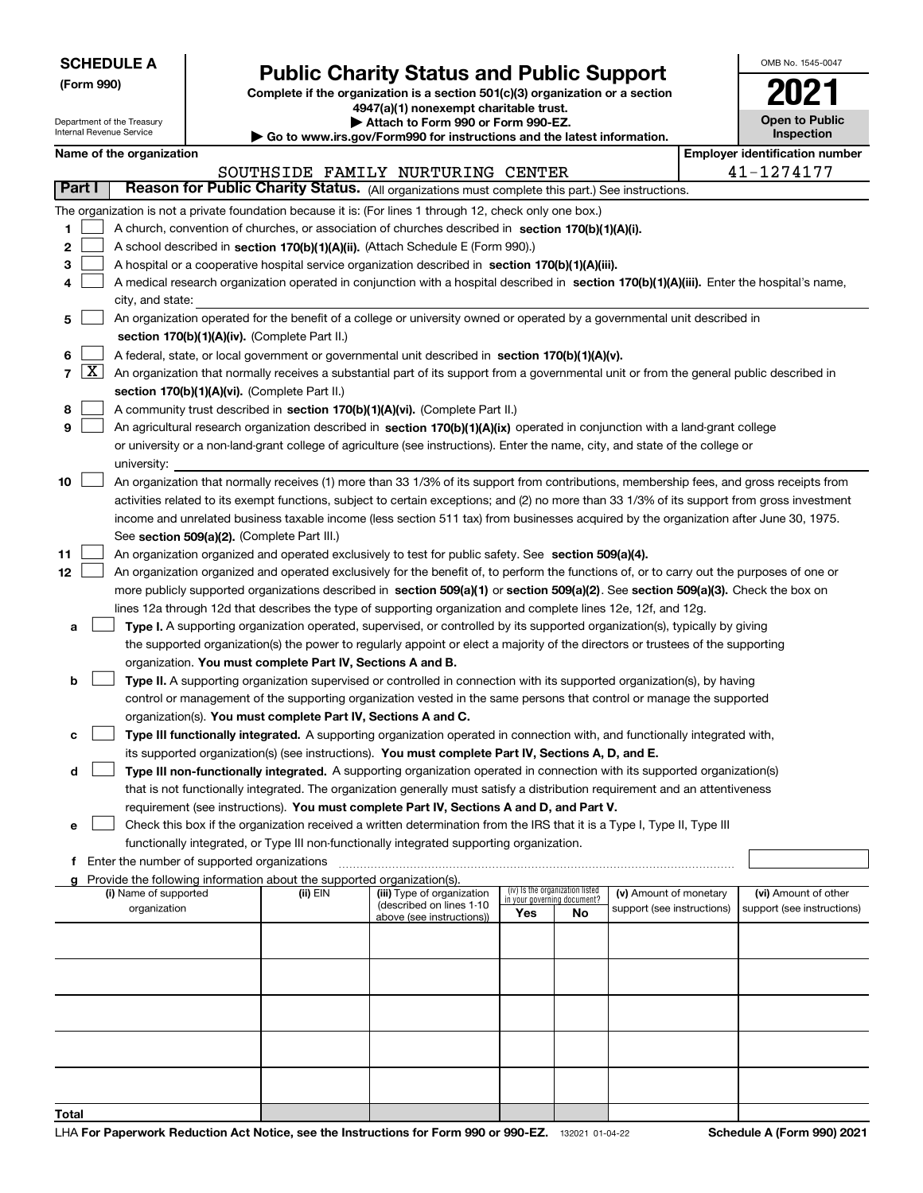**SCHEDULE A**
**(Form 990)**

Department of the Treasury
Internal Revenue Service

# Public Charity Status and Public Support

**Complete if the organization is a section 501(c)(3) organization or a section 4947(a)(1) nonexempt charitable trust.**
**▶ Attach to Form 990 or Form 990-EZ.**
**▶ Go to www.irs.gov/Form990 for instructions and the latest information.**

OMB No. 1545-0047

**2021**

**Open to Public Inspection**

**Name of the organization**: SOUTHSIDE FAMILY NURTURING CENTER

**Employer identification number**: 41-1274177

**Part I — Reason for Public Charity Status.** (All organizations must complete this part.) See instructions.

The organization is not a private foundation because it is: (For lines 1 through 12, check only one box.)

1. [ ] A church, convention of churches, or association of churches described in **section 170(b)(1)(A)(i).**
2. [ ] A school described in **section 170(b)(1)(A)(ii).** (Attach Schedule E (Form 990).)
3. [ ] A hospital or a cooperative hospital service organization described in **section 170(b)(1)(A)(iii).**
4. [ ] A medical research organization operated in conjunction with a hospital described in **section 170(b)(1)(A)(iii).** Enter the hospital's name, city, and state:
5. [ ] An organization operated for the benefit of a college or university owned or operated by a governmental unit described in **section 170(b)(1)(A)(iv).** (Complete Part II.)
6. [ ] A federal, state, or local government or governmental unit described in **section 170(b)(1)(A)(v).**
7. [X] An organization that normally receives a substantial part of its support from a governmental unit or from the general public described in **section 170(b)(1)(A)(vi).** (Complete Part II.)
8. [ ] A community trust described in **section 170(b)(1)(A)(vi).** (Complete Part II.)
9. [ ] An agricultural research organization described in **section 170(b)(1)(A)(ix)** operated in conjunction with a land-grant college or university or a non-land-grant college of agriculture (see instructions). Enter the name, city, and state of the college or university:
10. [ ] An organization that normally receives (1) more than 33 1/3% of its support from contributions, membership fees, and gross receipts from activities related to its exempt functions, subject to certain exceptions; and (2) no more than 33 1/3% of its support from gross investment income and unrelated business taxable income (less section 511 tax) from businesses acquired by the organization after June 30, 1975. See **section 509(a)(2).** (Complete Part III.)
11. [ ] An organization organized and operated exclusively to test for public safety. See **section 509(a)(4).**
12. [ ] An organization organized and operated exclusively for the benefit of, to perform the functions of, or to carry out the purposes of one or more publicly supported organizations described in **section 509(a)(1)** or **section 509(a)(2)**. See **section 509(a)(3).** Check the box on lines 12a through 12d that describes the type of supporting organization and complete lines 12e, 12f, and 12g.
   - **a** [ ] **Type I.** A supporting organization operated, supervised, or controlled by its supported organization(s), typically by giving the supported organization(s) the power to regularly appoint or elect a majority of the directors or trustees of the supporting organization. **You must complete Part IV, Sections A and B.**
   - **b** [ ] **Type II.** A supporting organization supervised or controlled in connection with its supported organization(s), by having control or management of the supporting organization vested in the same persons that control or manage the supported organization(s). **You must complete Part IV, Sections A and C.**
   - **c** [ ] **Type III functionally integrated.** A supporting organization operated in connection with, and functionally integrated with, its supported organization(s) (see instructions). **You must complete Part IV, Sections A, D, and E.**
   - **d** [ ] **Type III non-functionally integrated.** A supporting organization operated in connection with its supported organization(s) that is not functionally integrated. The organization generally must satisfy a distribution requirement and an attentiveness requirement (see instructions). **You must complete Part IV, Sections A and D, and Part V.**
   - **e** [ ] Check this box if the organization received a written determination from the IRS that it is a Type I, Type II, Type III functionally integrated, or Type III non-functionally integrated supporting organization.
   - **f** Enter the number of supported organizations
   - **g** Provide the following information about the supported organization(s).

| (i) Name of supported organization | (ii) EIN | (iii) Type of organization (described on lines 1-10 above (see instructions)) | (iv) Is the organization listed in your governing document? Yes | No | (v) Amount of monetary support (see instructions) | (vi) Amount of other support (see instructions) |
|---|---|---|---|---|---|---|
| | | | | | | |
| | | | | | | |
| | | | | | | |
| | | | | | | |
| | | | | | | |
| **Total** | | | | | | |

LHA **For Paperwork Reduction Act Notice, see the Instructions for Form 990 or 990-EZ.** 132021 01-04-22 **Schedule A (Form 990) 2021**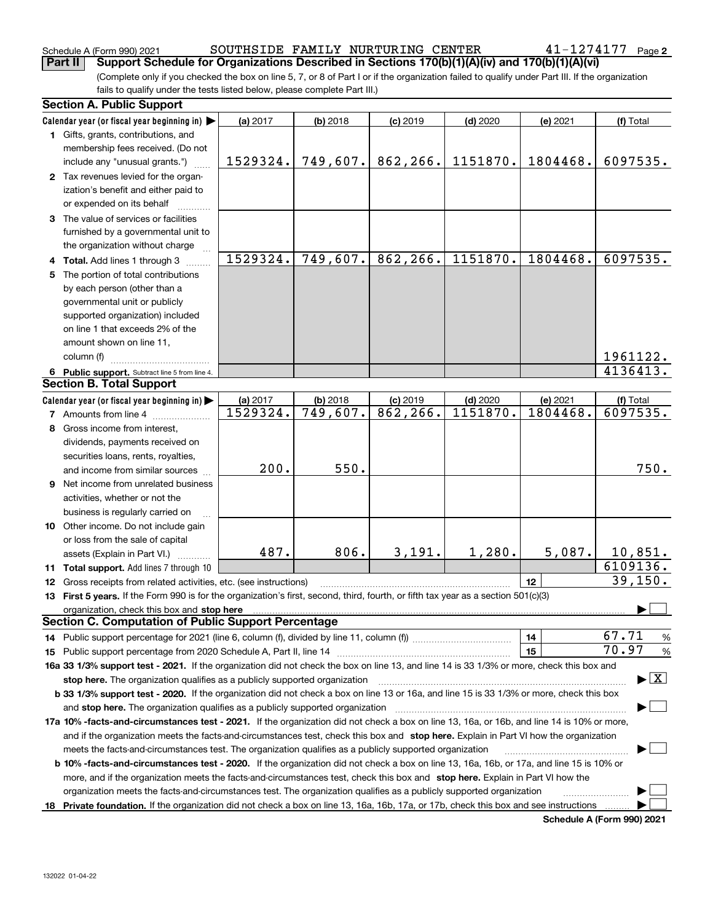Schedule A (Form 990) 2021 SOUTHSIDE FAMILY NURTURING CENTER 41-1274177

**Part II Support Schedule for Organizations Described in Sections 170(b)(1)(A)(iv) and 170(b)(1)(A)(vi)**

(Complete only if you checked the box on line 5, 7, or 8 of Part I or if the organization failed to qualify under Part III. If the organization fails to qualify under the tests listed below, please complete Part III.)

## Section A. Public Support

| Calendar year (or fiscal year beginning in) | (a) 2017 | (b) 2018 | (c) 2019 | (d) 2020 | (e) 2021 | (f) Total |
|---|---|---|---|---|---|---|
| 1 Gifts, grants, contributions, and membership fees received. (Do not include any "unusual grants.") | 1529324. | 749,607. | 862,266. | 1151870. | 1804468. | 6097535. |
| 2 Tax revenues levied for the organization's benefit and either paid to or expended on its behalf | | | | | | |
| 3 The value of services or facilities furnished by a governmental unit to the organization without charge | | | | | | |
| 4 Total. Add lines 1 through 3 | 1529324. | 749,607. | 862,266. | 1151870. | 1804468. | 6097535. |
| 5 The portion of total contributions by each person (other than a governmental unit or publicly supported organization) included on line 1 that exceeds 2% of the amount shown on line 11, column (f) | | | | | | 1961122. |
| 6 Public support. Subtract line 5 from line 4. | | | | | | 4136413. |

## Section B. Total Support

| Calendar year (or fiscal year beginning in) | (a) 2017 | (b) 2018 | (c) 2019 | (d) 2020 | (e) 2021 | (f) Total |
|---|---|---|---|---|---|---|
| 7 Amounts from line 4 | 1529324. | 749,607. | 862,266. | 1151870. | 1804468. | 6097535. |
| 8 Gross income from interest, dividends, payments received on securities loans, rents, royalties, and income from similar sources | 200. | 550. | | | | 750. |
| 9 Net income from unrelated business activities, whether or not the business is regularly carried on | | | | | | |
| 10 Other income. Do not include gain or loss from the sale of capital assets (Explain in Part VI.) | 487. | 806. | 3,191. | 1,280. | 5,087. | 10,851. |
| 11 Total support. Add lines 7 through 10 | | | | | | 6109136. |

12 Gross receipts from related activities, etc. (see instructions) | 12 | 39,150.

13 **First 5 years.** If the Form 990 is for the organization's first, second, third, fourth, or fifth tax year as a section 501(c)(3) organization, check this box and **stop here** ☐

## Section C. Computation of Public Support Percentage

14 Public support percentage for 2021 (line 6, column (f), divided by line 11, column (f)) | 14 | 67.71 %

15 Public support percentage from 2020 Schedule A, Part II, line 14 | 15 | 70.97 %

**16a 33 1/3% support test - 2021.** If the organization did not check the box on line 13, and line 14 is 33 1/3% or more, check this box and **stop here.** The organization qualifies as a publicly supported organization ☒

**b 33 1/3% support test - 2020.** If the organization did not check a box on line 13 or 16a, and line 15 is 33 1/3% or more, check this box and **stop here.** The organization qualifies as a publicly supported organization ☐

**17a 10% -facts-and-circumstances test - 2021.** If the organization did not check a box on line 13, 16a, or 16b, and line 14 is 10% or more, and if the organization meets the facts-and-circumstances test, check this box and **stop here.** Explain in Part VI how the organization meets the facts-and-circumstances test. The organization qualifies as a publicly supported organization ☐

**b 10% -facts-and-circumstances test - 2020.** If the organization did not check a box on line 13, 16a, 16b, or 17a, and line 15 is 10% or more, and if the organization meets the facts-and-circumstances test, check this box and **stop here.** Explain in Part VI how the organization meets the facts-and-circumstances test. The organization qualifies as a publicly supported organization ☐

**18 Private foundation.** If the organization did not check a box on line 13, 16a, 16b, 17a, or 17b, check this box and see instructions ☐

Schedule A (Form 990) 2021

132022 01-04-22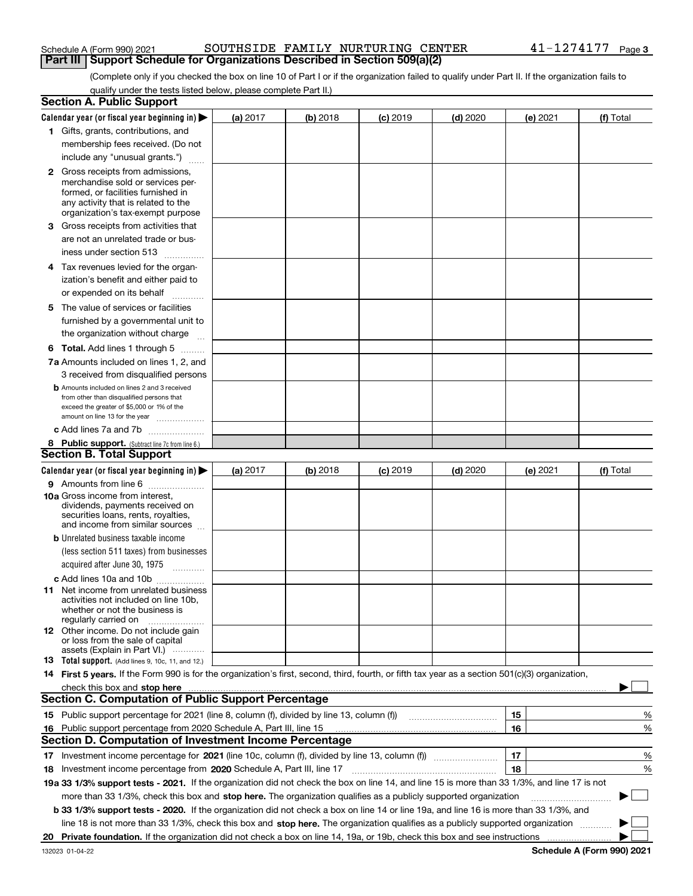Schedule A (Form 990) 2021 SOUTHSIDE FAMILY NURTURING CENTER 41-1274177

## Part III Support Schedule for Organizations Described in Section 509(a)(2)

(Complete only if you checked the box on line 10 of Part I or if the organization failed to qualify under Part II. If the organization fails to qualify under the tests listed below, please complete Part II.)

### Section A. Public Support

| Calendar year (or fiscal year beginning in) ▶ | (a) 2017 | (b) 2018 | (c) 2019 | (d) 2020 | (e) 2021 | (f) Total |
|---|---|---|---|---|---|---|
| 1 Gifts, grants, contributions, and membership fees received. (Do not include any "unusual grants.") | | | | | | |
| 2 Gross receipts from admissions, merchandise sold or services performed, or facilities furnished in any activity that is related to the organization's tax-exempt purpose | | | | | | |
| 3 Gross receipts from activities that are not an unrelated trade or business under section 513 | | | | | | |
| 4 Tax revenues levied for the organization's benefit and either paid to or expended on its behalf | | | | | | |
| 5 The value of services or facilities furnished by a governmental unit to the organization without charge | | | | | | |
| 6 **Total.** Add lines 1 through 5 | | | | | | |
| 7a Amounts included on lines 1, 2, and 3 received from disqualified persons | | | | | | |
| b Amounts included on lines 2 and 3 received from other than disqualified persons that exceed the greater of $5,000 or 1% of the amount on line 13 for the year | | | | | | |
| c Add lines 7a and 7b | | | | | | |
| 8 **Public support.** (Subtract line 7c from line 6.) | | | | | | |

### Section B. Total Support

| Calendar year (or fiscal year beginning in) ▶ | (a) 2017 | (b) 2018 | (c) 2019 | (d) 2020 | (e) 2021 | (f) Total |
|---|---|---|---|---|---|---|
| 9 Amounts from line 6 | | | | | | |
| 10a Gross income from interest, dividends, payments received on securities loans, rents, royalties, and income from similar sources | | | | | | |
| b Unrelated business taxable income (less section 511 taxes) from businesses acquired after June 30, 1975 | | | | | | |
| c Add lines 10a and 10b | | | | | | |
| 11 Net income from unrelated business activities not included on line 10b, whether or not the business is regularly carried on | | | | | | |
| 12 Other income. Do not include gain or loss from the sale of capital assets (Explain in Part VI.) | | | | | | |
| 13 **Total support.** (Add lines 9, 10c, 11, and 12.) | | | | | | |

14 **First 5 years.** If the Form 990 is for the organization's first, second, third, fourth, or fifth tax year as a section 501(c)(3) organization, check this box and **stop here** ▶ ☐

### Section C. Computation of Public Support Percentage

| | | | |
|---|---|---|---|
| 15 | Public support percentage for 2021 (line 8, column (f), divided by line 13, column (f)) | 15 | % |
| 16 | Public support percentage from 2020 Schedule A, Part III, line 15 | 16 | % |

### Section D. Computation of Investment Income Percentage

| | | | |
|---|---|---|---|
| 17 | Investment income percentage for **2021** (line 10c, column (f), divided by line 13, column (f)) | 17 | % |
| 18 | Investment income percentage from **2020** Schedule A, Part III, line 17 | 18 | % |

**19a 33 1/3% support tests - 2021.** If the organization did not check the box on line 14, and line 15 is more than 33 1/3%, and line 17 is not more than 33 1/3%, check this box and **stop here.** The organization qualifies as a publicly supported organization ▶ ☐

**b 33 1/3% support tests - 2020.** If the organization did not check a box on line 14 or line 19a, and line 16 is more than 33 1/3%, and line 18 is not more than 33 1/3%, check this box and **stop here.** The organization qualifies as a publicly supported organization ▶ ☐

**20 Private foundation.** If the organization did not check a box on line 14, 19a, or 19b, check this box and see instructions ▶ ☐

132023 01-04-22 **Schedule A (Form 990) 2021**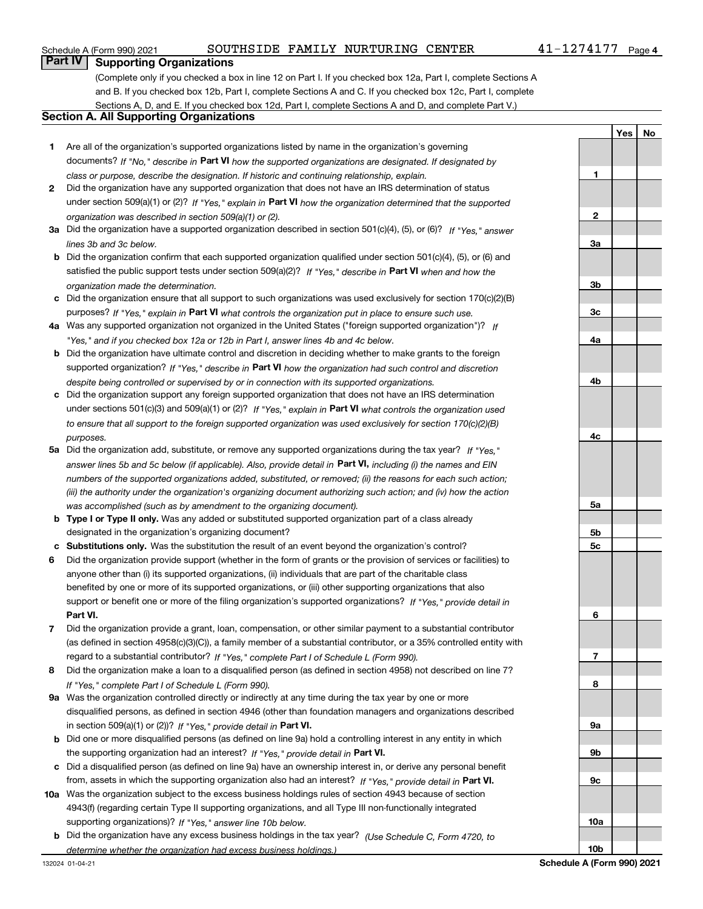Schedule A (Form 990) 2021 SOUTHSIDE FAMILY NURTURING CENTER 41-1274177 Page 4

## Part IV Supporting Organizations

(Complete only if you checked a box in line 12 on Part I. If you checked box 12a, Part I, complete Sections A and B. If you checked box 12b, Part I, complete Sections A and C. If you checked box 12c, Part I, complete Sections A, D, and E. If you checked box 12d, Part I, complete Sections A and D, and complete Part V.)

### Section A. All Supporting Organizations

| | | | Yes | No |
|---|---|---|---|---|
| **1** | Are all of the organization's supported organizations listed by name in the organization's governing documents? *If "No," describe in* **Part VI** *how the supported organizations are designated. If designated by class or purpose, describe the designation. If historic and continuing relationship, explain.* | 1 | | |
| **2** | Did the organization have any supported organization that does not have an IRS determination of status under section 509(a)(1) or (2)? *If "Yes," explain in* **Part VI** *how the organization determined that the supported organization was described in section 509(a)(1) or (2).* | 2 | | |
| **3a** | Did the organization have a supported organization described in section 501(c)(4), (5), or (6)? *If "Yes," answer lines 3b and 3c below.* | 3a | | |
| **b** | Did the organization confirm that each supported organization qualified under section 501(c)(4), (5), or (6) and satisfied the public support tests under section 509(a)(2)? *If "Yes," describe in* **Part VI** *when and how the organization made the determination.* | 3b | | |
| **c** | Did the organization ensure that all support to such organizations was used exclusively for section 170(c)(2)(B) purposes? *If "Yes," explain in* **Part VI** *what controls the organization put in place to ensure such use.* | 3c | | |
| **4a** | Was any supported organization not organized in the United States ("foreign supported organization")? *If "Yes," and if you checked box 12a or 12b in Part I, answer lines 4b and 4c below.* | 4a | | |
| **b** | Did the organization have ultimate control and discretion in deciding whether to make grants to the foreign supported organization? *If "Yes," describe in* **Part VI** *how the organization had such control and discretion despite being controlled or supervised by or in connection with its supported organizations.* | 4b | | |
| **c** | Did the organization support any foreign supported organization that does not have an IRS determination under sections 501(c)(3) and 509(a)(1) or (2)? *If "Yes," explain in* **Part VI** *what controls the organization used to ensure that all support to the foreign supported organization was used exclusively for section 170(c)(2)(B) purposes.* | 4c | | |
| **5a** | Did the organization add, substitute, or remove any supported organizations during the tax year? *If "Yes," answer lines 5b and 5c below (if applicable). Also, provide detail in* **Part VI,** *including (i) the names and EIN numbers of the supported organizations added, substituted, or removed; (ii) the reasons for each such action; (iii) the authority under the organization's organizing document authorizing such action; and (iv) how the action was accomplished (such as by amendment to the organizing document).* | 5a | | |
| **b** | **Type I or Type II only.** Was any added or substituted supported organization part of a class already designated in the organization's organizing document? | 5b | | |
| **c** | **Substitutions only.** Was the substitution the result of an event beyond the organization's control? | 5c | | |
| **6** | Did the organization provide support (whether in the form of grants or the provision of services or facilities) to anyone other than (i) its supported organizations, (ii) individuals that are part of the charitable class benefited by one or more of its supported organizations, or (iii) other supporting organizations that also support or benefit one or more of the filing organization's supported organizations? *If "Yes," provide detail in* **Part VI.** | 6 | | |
| **7** | Did the organization provide a grant, loan, compensation, or other similar payment to a substantial contributor (as defined in section 4958(c)(3)(C)), a family member of a substantial contributor, or a 35% controlled entity with regard to a substantial contributor? *If "Yes," complete Part I of Schedule L (Form 990).* | 7 | | |
| **8** | Did the organization make a loan to a disqualified person (as defined in section 4958) not described on line 7? *If "Yes," complete Part I of Schedule L (Form 990).* | 8 | | |
| **9a** | Was the organization controlled directly or indirectly at any time during the tax year by one or more disqualified persons, as defined in section 4946 (other than foundation managers and organizations described in section 509(a)(1) or (2))? *If "Yes," provide detail in* **Part VI.** | 9a | | |
| **b** | Did one or more disqualified persons (as defined on line 9a) hold a controlling interest in any entity in which the supporting organization had an interest? *If "Yes," provide detail in* **Part VI.** | 9b | | |
| **c** | Did a disqualified person (as defined on line 9a) have an ownership interest in, or derive any personal benefit from, assets in which the supporting organization also had an interest? *If "Yes," provide detail in* **Part VI.** | 9c | | |
| **10a** | Was the organization subject to the excess business holdings rules of section 4943 because of section 4943(f) (regarding certain Type II supporting organizations, and all Type III non-functionally integrated supporting organizations)? *If "Yes," answer line 10b below.* | 10a | | |
| **b** | Did the organization have any excess business holdings in the tax year? *(Use Schedule C, Form 4720, to determine whether the organization had excess business holdings.)* | 10b | | |

132024 01-04-21 **Schedule A (Form 990) 2021**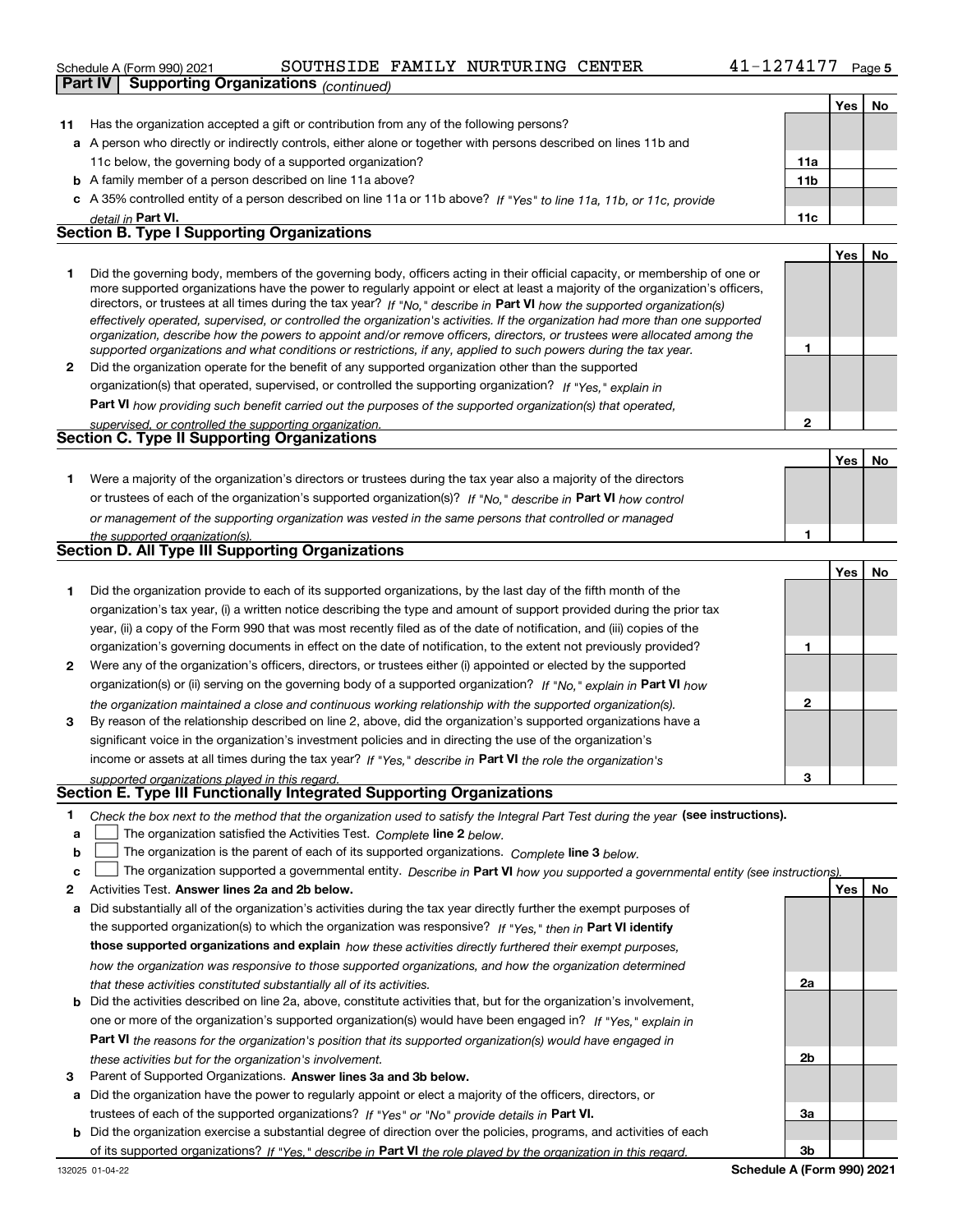Schedule A (Form 990) 2021 SOUTHSIDE FAMILY NURTURING CENTER 41-1274177 Page 5

**Part IV Supporting Organizations** *(continued)*

| | | | Yes | No |
|---|---|---|---|---|
| **11** | Has the organization accepted a gift or contribution from any of the following persons? | | | |
| **a** | A person who directly or indirectly controls, either alone or together with persons described on lines 11b and 11c below, the governing body of a supported organization? | **11a** | | |
| **b** | A family member of a person described on line 11a above? | **11b** | | |
| **c** | A 35% controlled entity of a person described on line 11a or 11b above? *If "Yes" to line 11a, 11b, or 11c, provide detail in* **Part VI.** | **11c** | | |

**Section B. Type I Supporting Organizations**

| | | | Yes | No |
|---|---|---|---|---|
| **1** | Did the governing body, members of the governing body, officers acting in their official capacity, or membership of one or more supported organizations have the power to regularly appoint or elect at least a majority of the organization's officers, directors, or trustees at all times during the tax year? *If "No," describe in* **Part VI** *how the supported organization(s) effectively operated, supervised, or controlled the organization's activities. If the organization had more than one supported organization, describe how the powers to appoint and/or remove officers, directors, or trustees were allocated among the supported organizations and what conditions or restrictions, if any, applied to such powers during the tax year.* | **1** | | |
| **2** | Did the organization operate for the benefit of any supported organization other than the supported organization(s) that operated, supervised, or controlled the supporting organization? *If "Yes," explain in* **Part VI** *how providing such benefit carried out the purposes of the supported organization(s) that operated, supervised, or controlled the supporting organization.* | **2** | | |

**Section C. Type II Supporting Organizations**

| | | | Yes | No |
|---|---|---|---|---|
| **1** | Were a majority of the organization's directors or trustees during the tax year also a majority of the directors or trustees of each of the organization's supported organization(s)? *If "No," describe in* **Part VI** *how control or management of the supporting organization was vested in the same persons that controlled or managed the supported organization(s).* | **1** | | |

**Section D. All Type III Supporting Organizations**

| | | | Yes | No |
|---|---|---|---|---|
| **1** | Did the organization provide to each of its supported organizations, by the last day of the fifth month of the organization's tax year, (i) a written notice describing the type and amount of support provided during the prior tax year, (ii) a copy of the Form 990 that was most recently filed as of the date of notification, and (iii) copies of the organization's governing documents in effect on the date of notification, to the extent not previously provided? | **1** | | |
| **2** | Were any of the organization's officers, directors, or trustees either (i) appointed or elected by the supported organization(s) or (ii) serving on the governing body of a supported organization? *If "No," explain in* **Part VI** *how the organization maintained a close and continuous working relationship with the supported organization(s).* | **2** | | |
| **3** | By reason of the relationship described on line 2, above, did the organization's supported organizations have a significant voice in the organization's investment policies and in directing the use of the organization's income or assets at all times during the tax year? *If "Yes," describe in* **Part VI** *the role the organization's supported organizations played in this regard.* | **3** | | |

**Section E. Type III Functionally Integrated Supporting Organizations**

**1** *Check the box next to the method that the organization used to satisfy the Integral Part Test during the year* **(see instructions).**

**a** ☐ The organization satisfied the Activities Test. *Complete* **line 2** *below.*

**b** ☐ The organization is the parent of each of its supported organizations. *Complete* **line 3** *below.*

**c** ☐ The organization supported a governmental entity. *Describe in* **Part VI** *how you supported a governmental entity (see instructions).*

| | | | Yes | No |
|---|---|---|---|---|
| **2** | Activities Test. **Answer lines 2a and 2b below.** | | | |
| **a** | Did substantially all of the organization's activities during the tax year directly further the exempt purposes of the supported organization(s) to which the organization was responsive? *If "Yes," then in* **Part VI identify those supported organizations and explain** *how these activities directly furthered their exempt purposes, how the organization was responsive to those supported organizations, and how the organization determined that these activities constituted substantially all of its activities.* | **2a** | | |
| **b** | Did the activities described on line 2a, above, constitute activities that, but for the organization's involvement, one or more of the organization's supported organization(s) would have been engaged in? *If "Yes," explain in* **Part VI** *the reasons for the organization's position that its supported organization(s) would have engaged in these activities but for the organization's involvement.* | **2b** | | |
| **3** | Parent of Supported Organizations. **Answer lines 3a and 3b below.** | | | |
| **a** | Did the organization have the power to regularly appoint or elect a majority of the officers, directors, or trustees of each of the supported organizations? *If "Yes" or "No" provide details in* **Part VI.** | **3a** | | |
| **b** | Did the organization exercise a substantial degree of direction over the policies, programs, and activities of each of its supported organizations? *If "Yes," describe in* **Part VI** *the role played by the organization in this regard.* | **3b** | | |

132025 01-04-22 **Schedule A (Form 990) 2021**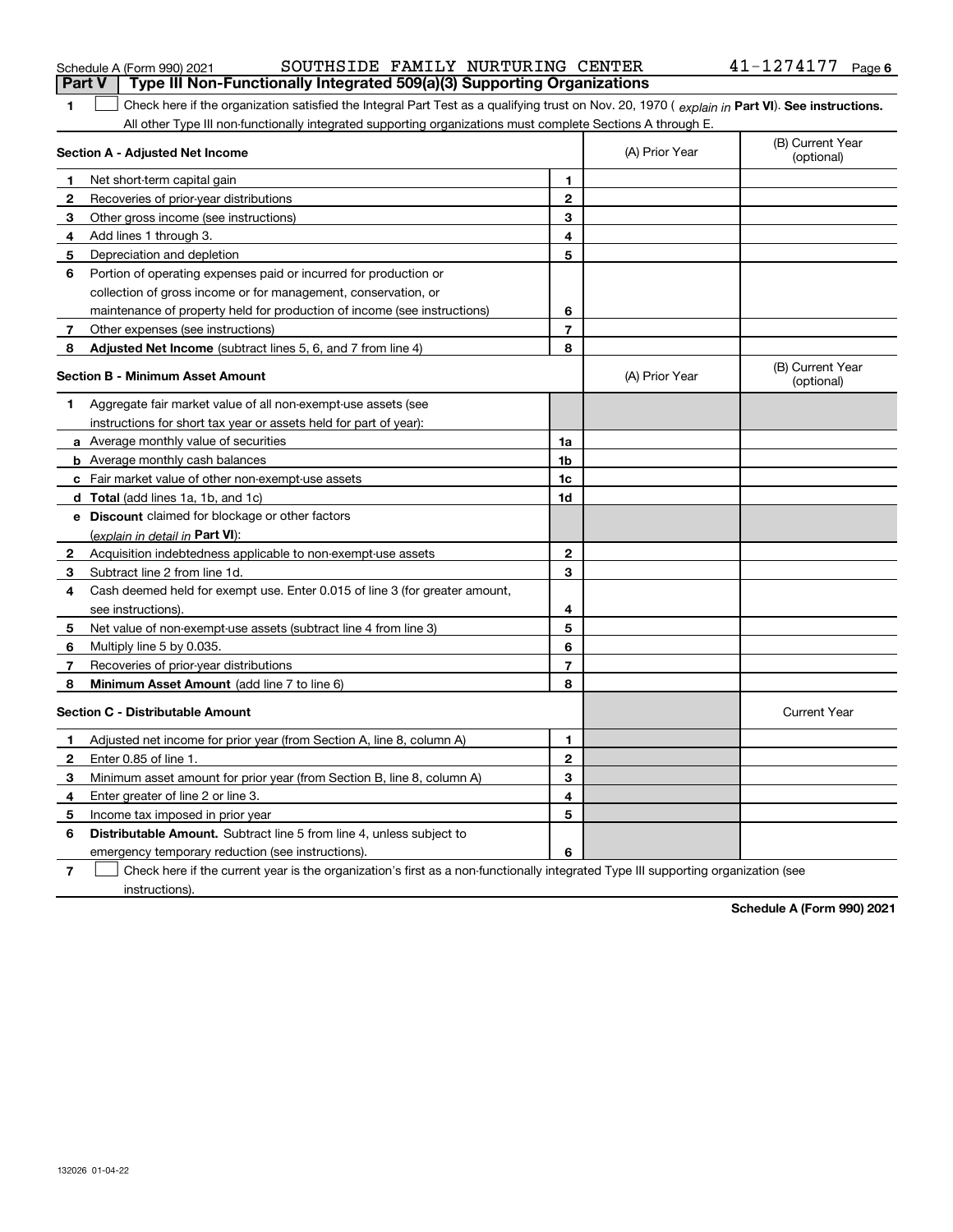Schedule A (Form 990) 2021 SOUTHSIDE FAMILY NURTURING CENTER 41-1274177 Page 6

## Part V | Type III Non-Functionally Integrated 509(a)(3) Supporting Organizations

**1** ☐ Check here if the organization satisfied the Integral Part Test as a qualifying trust on Nov. 20, 1970 ( *explain in* **Part VI**). **See instructions.** All other Type III non-functionally integrated supporting organizations must complete Sections A through E.

| **Section A - Adjusted Net Income** | | | (A) Prior Year | (B) Current Year (optional) |
|---|---|---|---|---|
| **1** | Net short-term capital gain | **1** | | |
| **2** | Recoveries of prior-year distributions | **2** | | |
| **3** | Other gross income (see instructions) | **3** | | |
| **4** | Add lines 1 through 3. | **4** | | |
| **5** | Depreciation and depletion | **5** | | |
| **6** | Portion of operating expenses paid or incurred for production or collection of gross income or for management, conservation, or maintenance of property held for production of income (see instructions) | **6** | | |
| **7** | Other expenses (see instructions) | **7** | | |
| **8** | **Adjusted Net Income** (subtract lines 5, 6, and 7 from line 4) | **8** | | |

| **Section B - Minimum Asset Amount** | | | (A) Prior Year | (B) Current Year (optional) |
|---|---|---|---|---|
| **1** | Aggregate fair market value of all non-exempt-use assets (see instructions for short tax year or assets held for part of year): | | | |
| **a** | Average monthly value of securities | **1a** | | |
| **b** | Average monthly cash balances | **1b** | | |
| **c** | Fair market value of other non-exempt-use assets | **1c** | | |
| **d** | **Total** (add lines 1a, 1b, and 1c) | **1d** | | |
| **e** | **Discount** claimed for blockage or other factors (*explain in detail in* **Part VI**): | | | |
| **2** | Acquisition indebtedness applicable to non-exempt-use assets | **2** | | |
| **3** | Subtract line 2 from line 1d. | **3** | | |
| **4** | Cash deemed held for exempt use. Enter 0.015 of line 3 (for greater amount, see instructions). | **4** | | |
| **5** | Net value of non-exempt-use assets (subtract line 4 from line 3) | **5** | | |
| **6** | Multiply line 5 by 0.035. | **6** | | |
| **7** | Recoveries of prior-year distributions | **7** | | |
| **8** | **Minimum Asset Amount** (add line 7 to line 6) | **8** | | |

| **Section C - Distributable Amount** | | | | Current Year |
|---|---|---|---|---|
| **1** | Adjusted net income for prior year (from Section A, line 8, column A) | **1** | | |
| **2** | Enter 0.85 of line 1. | **2** | | |
| **3** | Minimum asset amount for prior year (from Section B, line 8, column A) | **3** | | |
| **4** | Enter greater of line 2 or line 3. | **4** | | |
| **5** | Income tax imposed in prior year | **5** | | |
| **6** | **Distributable Amount.** Subtract line 5 from line 4, unless subject to emergency temporary reduction (see instructions). | **6** | | |

**7** ☐ Check here if the current year is the organization's first as a non-functionally integrated Type III supporting organization (see instructions).

**Schedule A (Form 990) 2021**

132026 01-04-22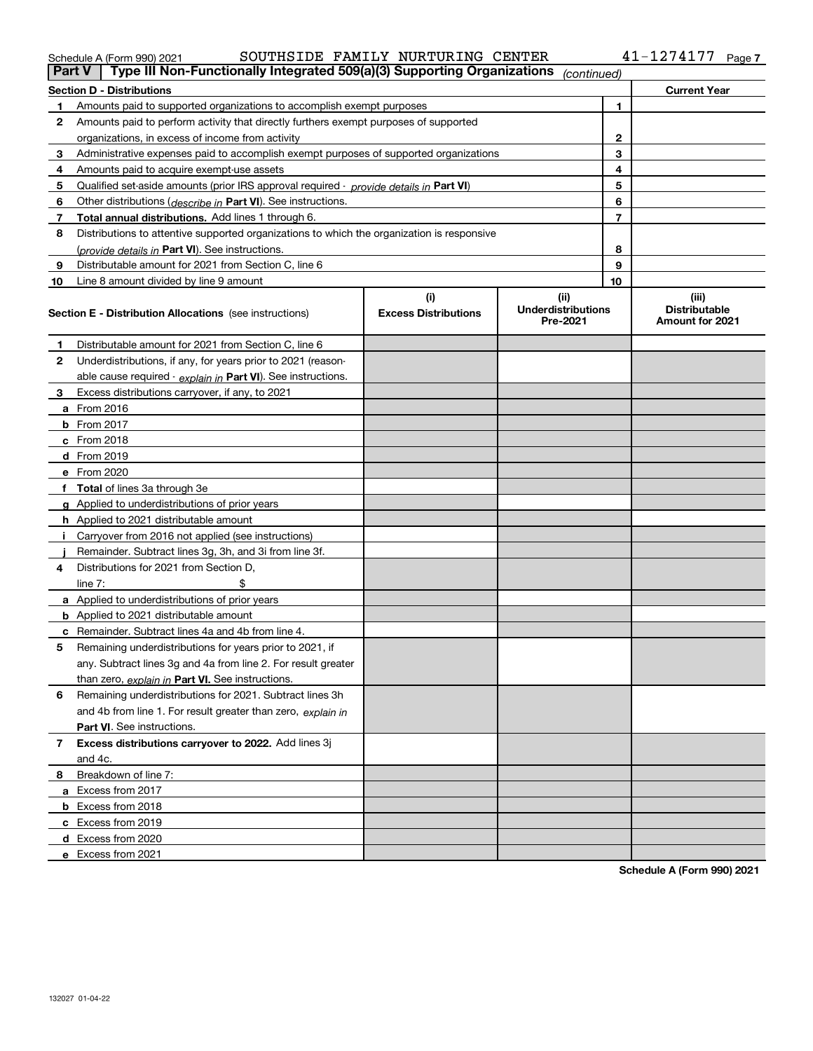Schedule A (Form 990) 2021 SOUTHSIDE FAMILY NURTURING CENTER 41-1274177 Page 7

## Part V | Type III Non-Functionally Integrated 509(a)(3) Supporting Organizations *(continued)*

| Section D - Distributions | | | Current Year |
|---|---|---|---|
| 1 | Amounts paid to supported organizations to accomplish exempt purposes | 1 | |
| 2 | Amounts paid to perform activity that directly furthers exempt purposes of supported organizations, in excess of income from activity | 2 | |
| 3 | Administrative expenses paid to accomplish exempt purposes of supported organizations | 3 | |
| 4 | Amounts paid to acquire exempt-use assets | 4 | |
| 5 | Qualified set-aside amounts (prior IRS approval required - *provide details in* **Part VI**) | 5 | |
| 6 | Other distributions (*describe in* **Part VI**). See instructions. | 6 | |
| 7 | **Total annual distributions.** Add lines 1 through 6. | 7 | |
| 8 | Distributions to attentive supported organizations to which the organization is responsive (*provide details in* **Part VI**). See instructions. | 8 | |
| 9 | Distributable amount for 2021 from Section C, line 6 | 9 | |
| 10 | Line 8 amount divided by line 9 amount | 10 | |

| | Section E - Distribution Allocations (see instructions) | (i) Excess Distributions | (ii) Underdistributions Pre-2021 | (iii) Distributable Amount for 2021 |
|---|---|---|---|---|
| 1 | Distributable amount for 2021 from Section C, line 6 | | | |
| 2 | Underdistributions, if any, for years prior to 2021 (reasonable cause required - *explain in* **Part VI**). See instructions. | | | |
| 3 | Excess distributions carryover, if any, to 2021 | | | |
| a | From 2016 | | | |
| b | From 2017 | | | |
| c | From 2018 | | | |
| d | From 2019 | | | |
| e | From 2020 | | | |
| f | **Total** of lines 3a through 3e | | | |
| g | Applied to underdistributions of prior years | | | |
| h | Applied to 2021 distributable amount | | | |
| i | Carryover from 2016 not applied (see instructions) | | | |
| j | Remainder. Subtract lines 3g, 3h, and 3i from line 3f. | | | |
| 4 | Distributions for 2021 from Section D, line 7: $ | | | |
| a | Applied to underdistributions of prior years | | | |
| b | Applied to 2021 distributable amount | | | |
| c | Remainder. Subtract lines 4a and 4b from line 4. | | | |
| 5 | Remaining underdistributions for years prior to 2021, if any. Subtract lines 3g and 4a from line 2. For result greater than zero, *explain in* **Part VI.** See instructions. | | | |
| 6 | Remaining underdistributions for 2021. Subtract lines 3h and 4b from line 1. For result greater than zero, *explain in* **Part VI**. See instructions. | | | |
| 7 | **Excess distributions carryover to 2022.** Add lines 3j and 4c. | | | |
| 8 | Breakdown of line 7: | | | |
| a | Excess from 2017 | | | |
| b | Excess from 2018 | | | |
| c | Excess from 2019 | | | |
| d | Excess from 2020 | | | |
| e | Excess from 2021 | | | |

**Schedule A (Form 990) 2021**

132027 01-04-22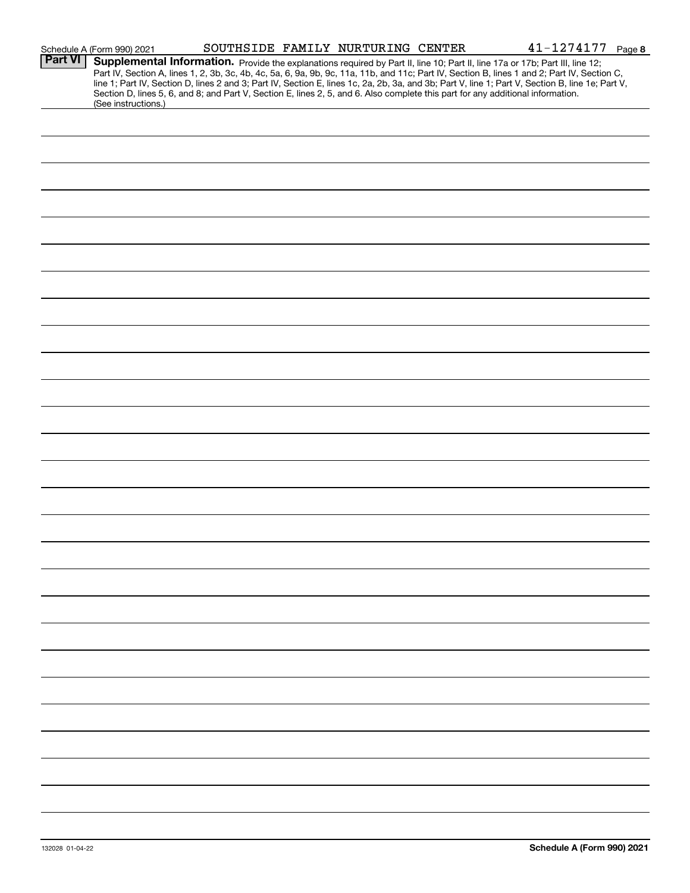Schedule A (Form 990) 2021 SOUTHSIDE FAMILY NURTURING CENTER 41-1274177 Page 8

**Part VI** **Supplemental Information.** Provide the explanations required by Part II, line 10; Part II, line 17a or 17b; Part III, line 12; Part IV, Section A, lines 1, 2, 3b, 3c, 4b, 4c, 5a, 6, 9a, 9b, 9c, 11a, 11b, and 11c; Part IV, Section B, lines 1 and 2; Part IV, Section C, line 1; Part IV, Section D, lines 2 and 3; Part IV, Section E, lines 1c, 2a, 2b, 3a, and 3b; Part V, line 1; Part V, Section B, line 1e; Part V, Section D, lines 5, 6, and 8; and Part V, Section E, lines 2, 5, and 6. Also complete this part for any additional information. (See instructions.)

132028 01-04-22

**Schedule A (Form 990) 2021**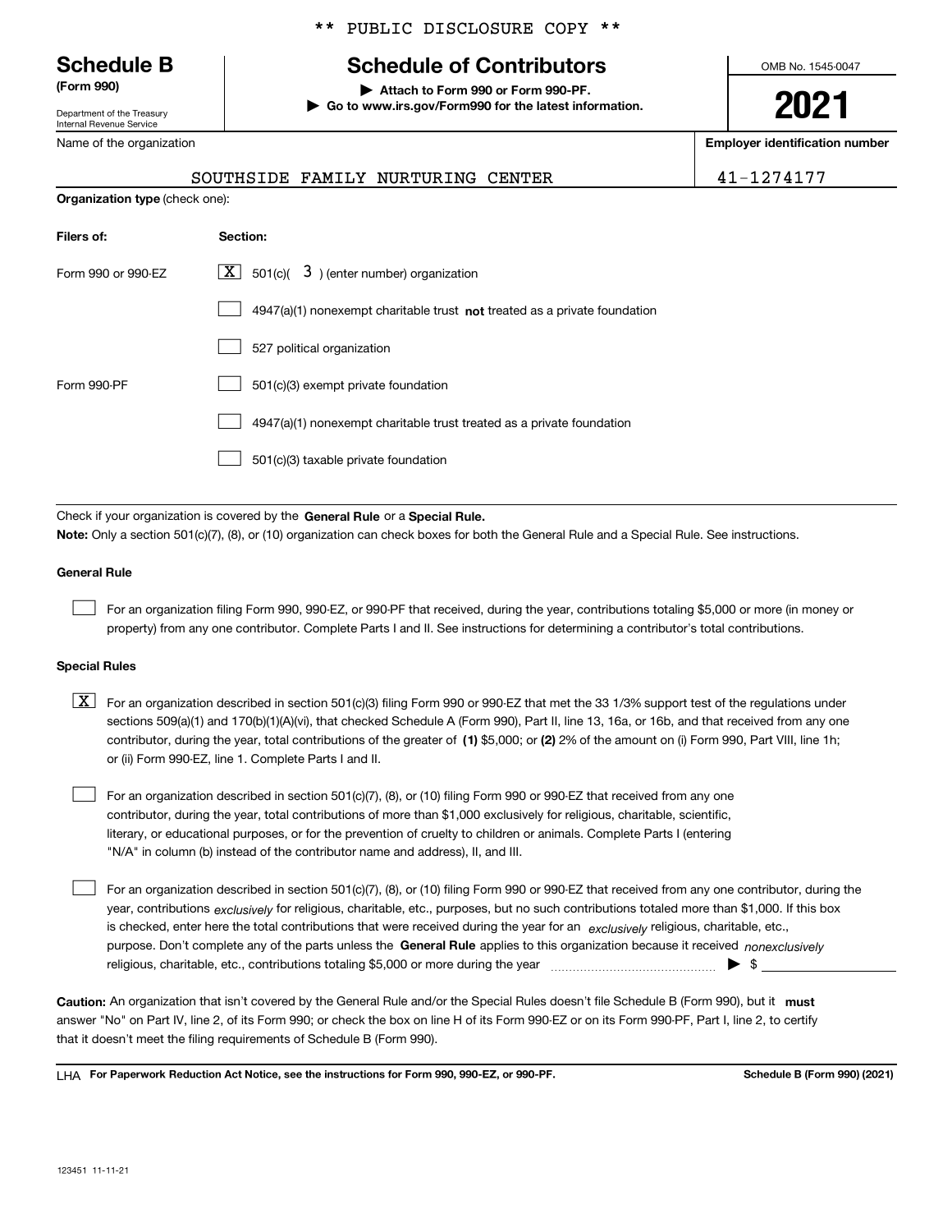** PUBLIC DISCLOSURE COPY **

**Schedule B**
**(Form 990)**

Department of the Treasury
Internal Revenue Service

# Schedule of Contributors

▶ **Attach to Form 990 or Form 990-PF.**
▶ **Go to www.irs.gov/Form990 for the latest information.**

OMB No. 1545-0047

**2021**

| Name of the organization | Employer identification number |
| --- | --- |
| SOUTHSIDE FAMILY NURTURING CENTER | 41-1274177 |

**Organization type** (check one):

| Filers of: | Section: |
| --- | --- |
| Form 990 or 990-EZ | [X] 501(c)( 3 ) (enter number) organization |
| | [ ] 4947(a)(1) nonexempt charitable trust **not** treated as a private foundation |
| | [ ] 527 political organization |
| Form 990-PF | [ ] 501(c)(3) exempt private foundation |
| | [ ] 4947(a)(1) nonexempt charitable trust treated as a private foundation |
| | [ ] 501(c)(3) taxable private foundation |

Check if your organization is covered by the **General Rule** or a **Special Rule.**

**Note:** Only a section 501(c)(7), (8), or (10) organization can check boxes for both the General Rule and a Special Rule. See instructions.

**General Rule**

[ ] For an organization filing Form 990, 990-EZ, or 990-PF that received, during the year, contributions totaling $5,000 or more (in money or property) from any one contributor. Complete Parts I and II. See instructions for determining a contributor's total contributions.

**Special Rules**

[X] For an organization described in section 501(c)(3) filing Form 990 or 990-EZ that met the 33 1/3% support test of the regulations under sections 509(a)(1) and 170(b)(1)(A)(vi), that checked Schedule A (Form 990), Part II, line 13, 16a, or 16b, and that received from any one contributor, during the year, total contributions of the greater of **(1)** $5,000; or **(2)** 2% of the amount on (i) Form 990, Part VIII, line 1h; or (ii) Form 990-EZ, line 1. Complete Parts I and II.

[ ] For an organization described in section 501(c)(7), (8), or (10) filing Form 990 or 990-EZ that received from any one contributor, during the year, total contributions of more than $1,000 exclusively for religious, charitable, scientific, literary, or educational purposes, or for the prevention of cruelty to children or animals. Complete Parts I (entering "N/A" in column (b) instead of the contributor name and address), II, and III.

[ ] For an organization described in section 501(c)(7), (8), or (10) filing Form 990 or 990-EZ that received from any one contributor, during the year, contributions *exclusively* for religious, charitable, etc., purposes, but no such contributions totaled more than $1,000. If this box is checked, enter here the total contributions that were received during the year for an *exclusively* religious, charitable, etc., purpose. Don't complete any of the parts unless the **General Rule** applies to this organization because it received *nonexclusively* religious, charitable, etc., contributions totaling $5,000 or more during the year ▶ $ ________

**Caution:** An organization that isn't covered by the General Rule and/or the Special Rules doesn't file Schedule B (Form 990), but it **must** answer "No" on Part IV, line 2, of its Form 990; or check the box on line H of its Form 990-EZ or on its Form 990-PF, Part I, line 2, to certify that it doesn't meet the filing requirements of Schedule B (Form 990).

LHA **For Paperwork Reduction Act Notice, see the instructions for Form 990, 990-EZ, or 990-PF.** **Schedule B (Form 990) (2021)**

123451 11-11-21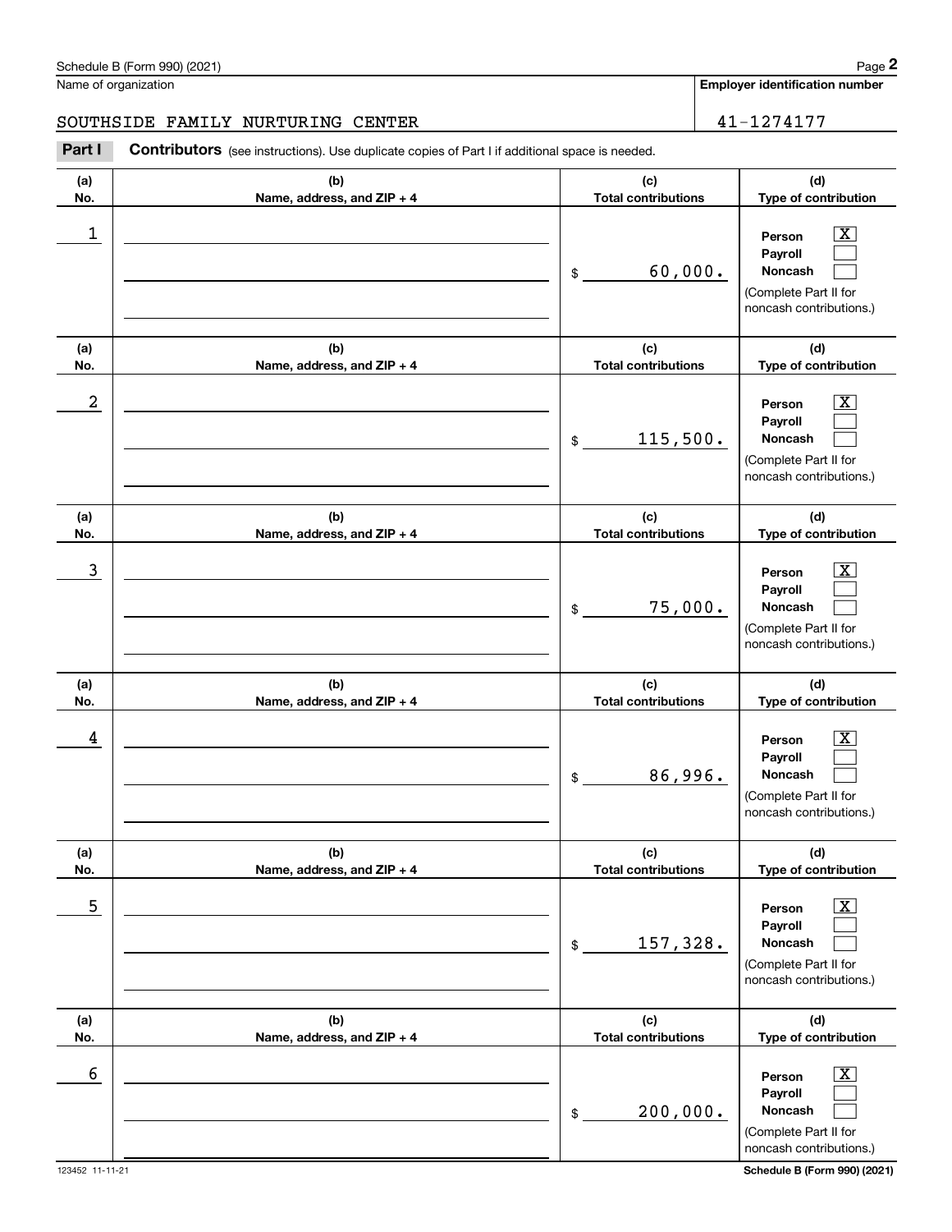Schedule B (Form 990) (2021)

Name of organization: SOUTHSIDE FAMILY NURTURING CENTER

**Employer identification number:** 41-1274177

**Part I** **Contributors** (see instructions). Use duplicate copies of Part I if additional space is needed.

| (a) No. | (b) Name, address, and ZIP + 4 | (c) Total contributions | (d) Type of contribution |
|---|---|---|---|
| 1 | | $ 60,000. | Person [X] Payroll [ ] Noncash [ ] (Complete Part II for noncash contributions.) |
| 2 | | $ 115,500. | Person [X] Payroll [ ] Noncash [ ] (Complete Part II for noncash contributions.) |
| 3 | | $ 75,000. | Person [X] Payroll [ ] Noncash [ ] (Complete Part II for noncash contributions.) |
| 4 | | $ 86,996. | Person [X] Payroll [ ] Noncash [ ] (Complete Part II for noncash contributions.) |
| 5 | | $ 157,328. | Person [X] Payroll [ ] Noncash [ ] (Complete Part II for noncash contributions.) |
| 6 | | $ 200,000. | Person [X] Payroll [ ] Noncash [ ] (Complete Part II for noncash contributions.) |

123452 11-11-21 Schedule B (Form 990) (2021)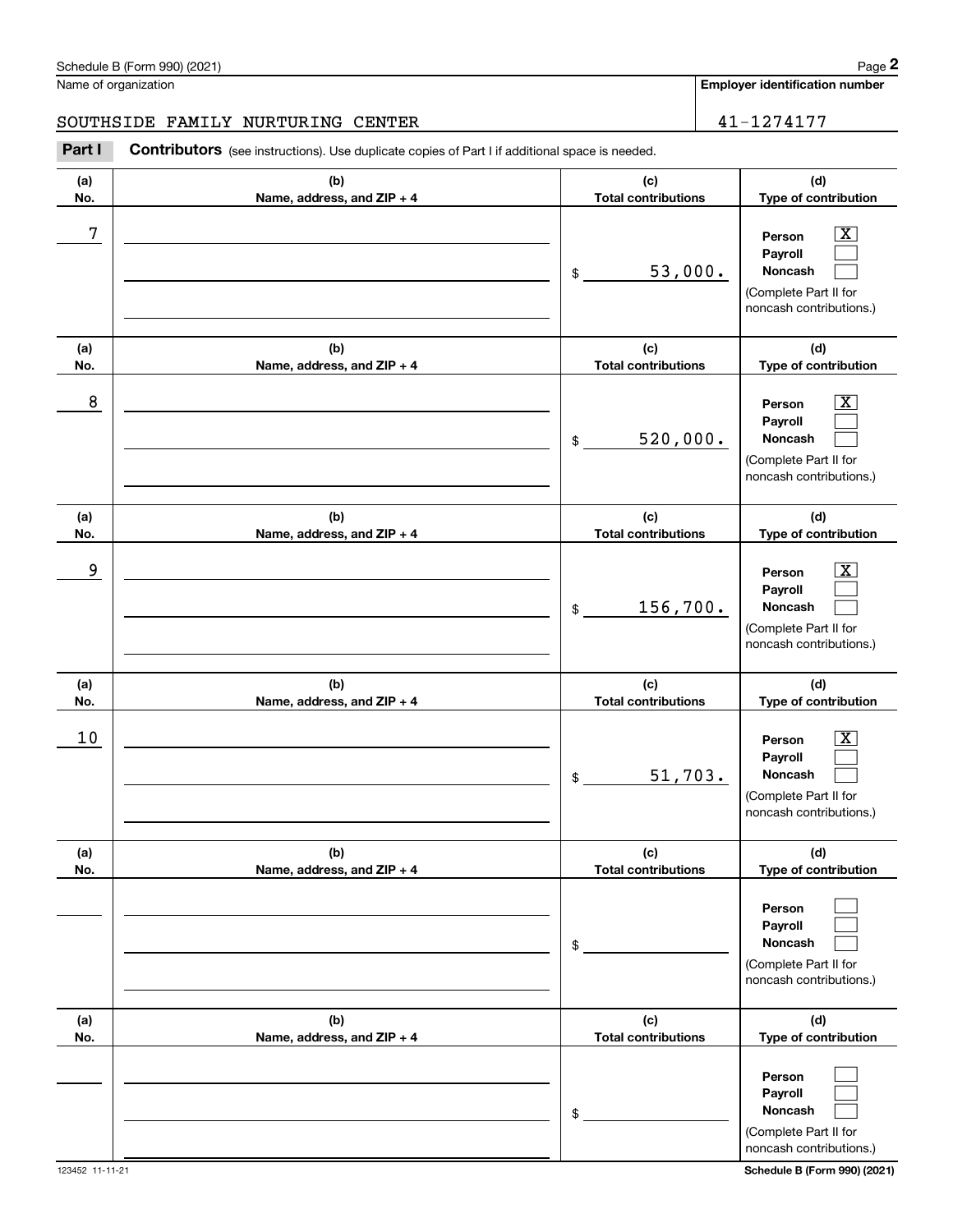Schedule B (Form 990) (2021)

Name of organization: SOUTHSIDE FAMILY NURTURING CENTER

Employer identification number: 41-1274177

**Part I** **Contributors** (see instructions). Use duplicate copies of Part I if additional space is needed.

| (a) No. | (b) Name, address, and ZIP + 4 | (c) Total contributions | (d) Type of contribution |
|---|---|---|---|
| 7 | | $ 53,000. | Person [X] Payroll [ ] Noncash [ ] (Complete Part II for noncash contributions.) |
| 8 | | $ 520,000. | Person [X] Payroll [ ] Noncash [ ] (Complete Part II for noncash contributions.) |
| 9 | | $ 156,700. | Person [X] Payroll [ ] Noncash [ ] (Complete Part II for noncash contributions.) |
| 10 | | $ 51,703. | Person [X] Payroll [ ] Noncash [ ] (Complete Part II for noncash contributions.) |
| | | $ | Person [ ] Payroll [ ] Noncash [ ] (Complete Part II for noncash contributions.) |
| | | $ | Person [ ] Payroll [ ] Noncash [ ] (Complete Part II for noncash contributions.) |

123452 11-11-21

Schedule B (Form 990) (2021)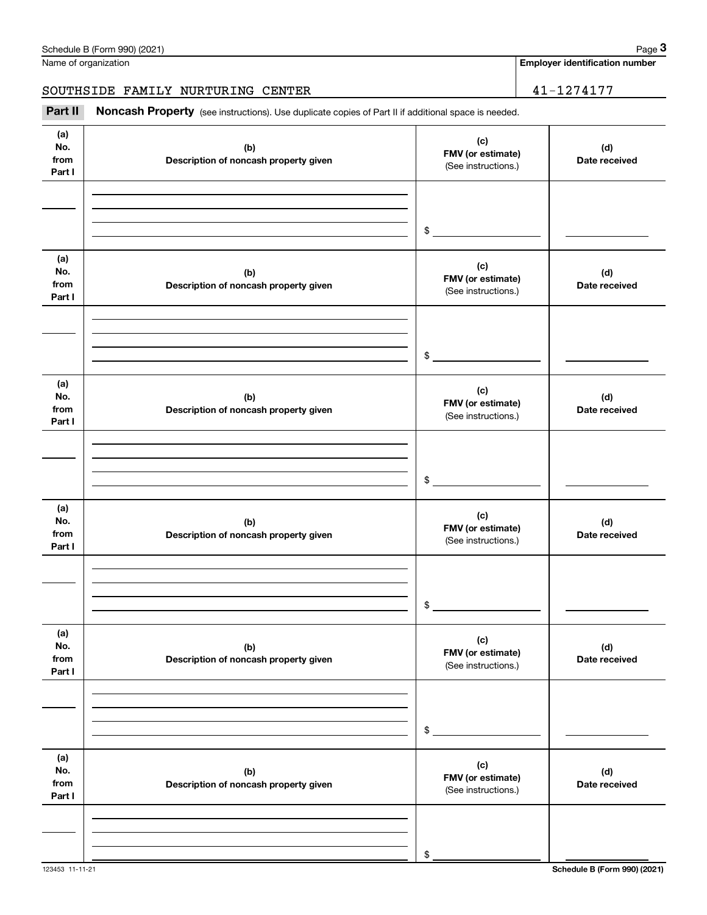Name of organization

**Employer identification number**

SOUTHSIDE FAMILY NURTURING CENTER 41-1274177

**Part II** **Noncash Property** (see instructions). Use duplicate copies of Part II if additional space is needed.

| (a) No. from Part I | (b) Description of noncash property given | (c) FMV (or estimate) (See instructions.) | (d) Date received |
|---|---|---|---|
| | | $ | |

| (a) No. from Part I | (b) Description of noncash property given | (c) FMV (or estimate) (See instructions.) | (d) Date received |
|---|---|---|---|
| | | $ | |

| (a) No. from Part I | (b) Description of noncash property given | (c) FMV (or estimate) (See instructions.) | (d) Date received |
|---|---|---|---|
| | | $ | |

| (a) No. from Part I | (b) Description of noncash property given | (c) FMV (or estimate) (See instructions.) | (d) Date received |
|---|---|---|---|
| | | $ | |

| (a) No. from Part I | (b) Description of noncash property given | (c) FMV (or estimate) (See instructions.) | (d) Date received |
|---|---|---|---|
| | | $ | |

| (a) No. from Part I | (b) Description of noncash property given | (c) FMV (or estimate) (See instructions.) | (d) Date received |
|---|---|---|---|
| | | $ | |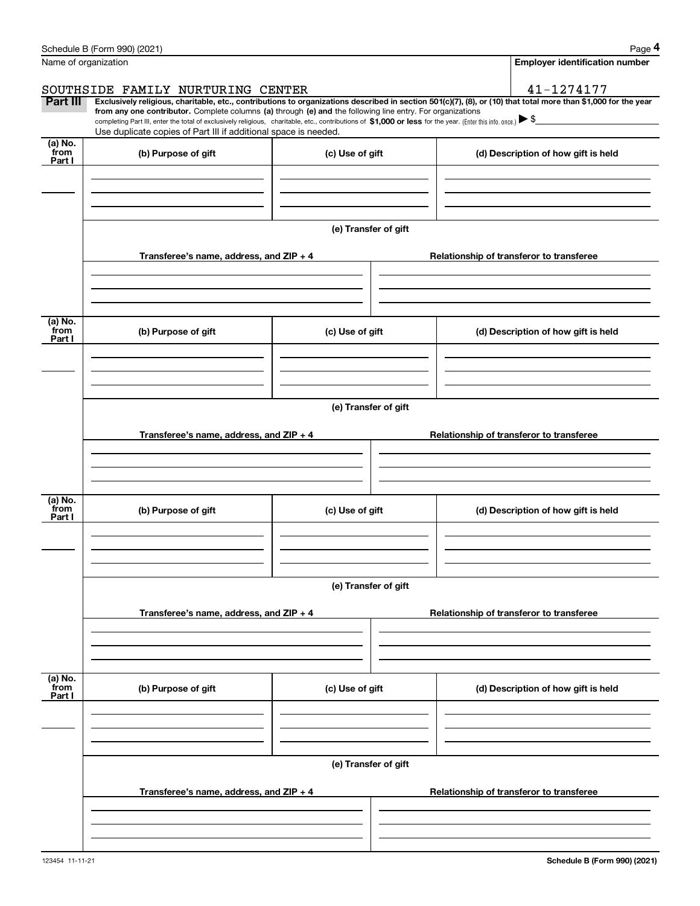Schedule B (Form 990) (2021) Page **4**

Name of organization: SOUTHSIDE FAMILY NURTURING CENTER

**Employer identification number**: 41-1274177

**Part III** **Exclusively religious, charitable, etc., contributions to organizations described in section 501(c)(7), (8), or (10) that total more than $1,000 for the year from any one contributor.** Complete columns **(a)** through **(e) and** the following line entry. For organizations completing Part III, enter the total of exclusively religious, charitable, etc., contributions of **$1,000 or less** for the year. (Enter this info. once.) ▶ $

Use duplicate copies of Part III if additional space is needed.

| (a) No. from Part I | (b) Purpose of gift | (c) Use of gift | (d) Description of how gift is held |
|---|---|---|---|
| | | | |

**(e) Transfer of gift**

| Transferee's name, address, and ZIP + 4 | Relationship of transferor to transferee |
|---|---|
| | |

| (a) No. from Part I | (b) Purpose of gift | (c) Use of gift | (d) Description of how gift is held |
|---|---|---|---|
| | | | |

**(e) Transfer of gift**

| Transferee's name, address, and ZIP + 4 | Relationship of transferor to transferee |
|---|---|
| | |

| (a) No. from Part I | (b) Purpose of gift | (c) Use of gift | (d) Description of how gift is held |
|---|---|---|---|
| | | | |

**(e) Transfer of gift**

| Transferee's name, address, and ZIP + 4 | Relationship of transferor to transferee |
|---|---|
| | |

| (a) No. from Part I | (b) Purpose of gift | (c) Use of gift | (d) Description of how gift is held |
|---|---|---|---|
| | | | |

**(e) Transfer of gift**

| Transferee's name, address, and ZIP + 4 | Relationship of transferor to transferee |
|---|---|
| | |

123454 11-11-21 **Schedule B (Form 990) (2021)**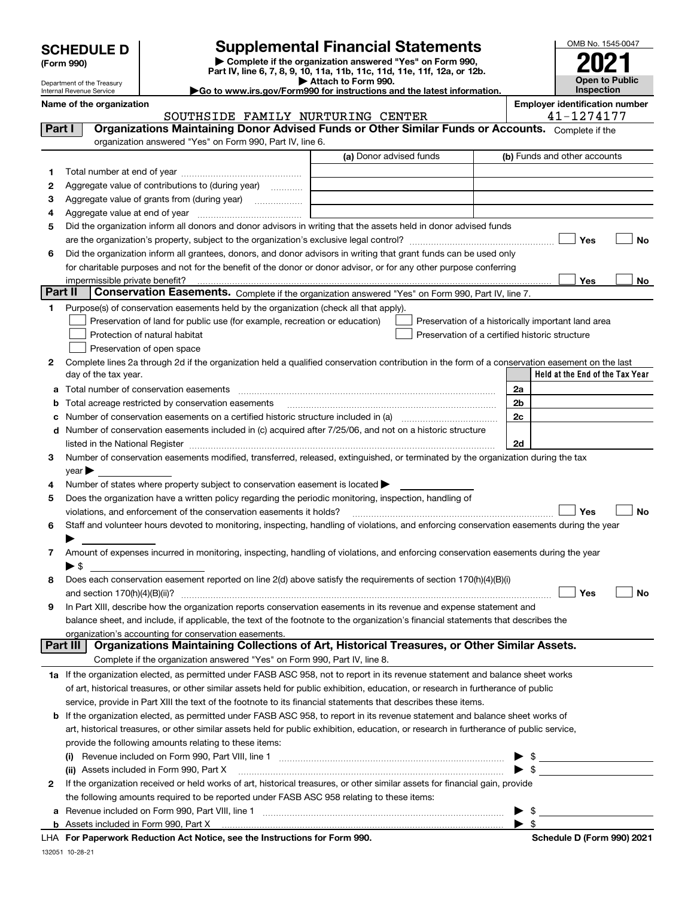# SCHEDULE D (Form 990)

Department of the Treasury
Internal Revenue Service

## Supplemental Financial Statements

▶ Complete if the organization answered "Yes" on Form 990, Part IV, line 6, 7, 8, 9, 10, 11a, 11b, 11c, 11d, 11e, 11f, 12a, or 12b.
▶ Attach to Form 990.
▶Go to www.irs.gov/Form990 for instructions and the latest information.

OMB No. 1545-0047

**2021**

**Open to Public Inspection**

**Name of the organization**
SOUTHSIDE FAMILY NURTURING CENTER

**Employer identification number**
41-1274177

### Part I — Organizations Maintaining Donor Advised Funds or Other Similar Funds or Accounts.

Complete if the organization answered "Yes" on Form 990, Part IV, line 6.

| | | (a) Donor advised funds | (b) Funds and other accounts |
|---|---|---|---|
| 1 | Total number at end of year | | |
| 2 | Aggregate value of contributions to (during year) | | |
| 3 | Aggregate value of grants from (during year) | | |
| 4 | Aggregate value at end of year | | |

5 Did the organization inform all donors and donor advisors in writing that the assets held in donor advised funds are the organization's property, subject to the organization's exclusive legal control? ☐ Yes ☐ No

6 Did the organization inform all grantees, donors, and donor advisors in writing that grant funds can be used only for charitable purposes and not for the benefit of the donor or donor advisor, or for any other purpose conferring impermissible private benefit? ☐ Yes ☐ No

### Part II — Conservation Easements.

Complete if the organization answered "Yes" on Form 990, Part IV, line 7.

1 Purpose(s) of conservation easements held by the organization (check all that apply).

- ☐ Preservation of land for public use (for example, recreation or education)
- ☐ Protection of natural habitat
- ☐ Preservation of open space
- ☐ Preservation of a historically important land area
- ☐ Preservation of a certified historic structure

2 Complete lines 2a through 2d if the organization held a qualified conservation contribution in the form of a conservation easement on the last day of the tax year.

| | | | Held at the End of the Tax Year |
|---|---|---|---|
| a | Total number of conservation easements | 2a | |
| b | Total acreage restricted by conservation easements | 2b | |
| c | Number of conservation easements on a certified historic structure included in (a) | 2c | |
| d | Number of conservation easements included in (c) acquired after 7/25/06, and not on a historic structure listed in the National Register | 2d | |

3 Number of conservation easements modified, transferred, released, extinguished, or terminated by the organization during the tax year ▶

4 Number of states where property subject to conservation easement is located ▶

5 Does the organization have a written policy regarding the periodic monitoring, inspection, handling of violations, and enforcement of the conservation easements it holds? ☐ Yes ☐ No

6 Staff and volunteer hours devoted to monitoring, inspecting, handling of violations, and enforcing conservation easements during the year ▶

7 Amount of expenses incurred in monitoring, inspecting, handling of violations, and enforcing conservation easements during the year ▶ $

8 Does each conservation easement reported on line 2(d) above satisfy the requirements of section 170(h)(4)(B)(i) and section 170(h)(4)(B)(ii)? ☐ Yes ☐ No

9 In Part XIII, describe how the organization reports conservation easements in its revenue and expense statement and balance sheet, and include, if applicable, the text of the footnote to the organization's financial statements that describes the organization's accounting for conservation easements.

### Part III — Organizations Maintaining Collections of Art, Historical Treasures, or Other Similar Assets.

Complete if the organization answered "Yes" on Form 990, Part IV, line 8.

1a If the organization elected, as permitted under FASB ASC 958, not to report in its revenue statement and balance sheet works of art, historical treasures, or other similar assets held for public exhibition, education, or research in furtherance of public service, provide in Part XIII the text of the footnote to its financial statements that describes these items.

b If the organization elected, as permitted under FASB ASC 958, to report in its revenue statement and balance sheet works of art, historical treasures, or other similar assets held for public exhibition, education, or research in furtherance of public service, provide the following amounts relating to these items:

(i) Revenue included on Form 990, Part VIII, line 1 ▶ $

(ii) Assets included in Form 990, Part X ▶ $

2 If the organization received or held works of art, historical treasures, or other similar assets for financial gain, provide the following amounts required to be reported under FASB ASC 958 relating to these items:

a Revenue included on Form 990, Part VIII, line 1 ▶ $

b Assets included in Form 990, Part X ▶ $

LHA For Paperwork Reduction Act Notice, see the Instructions for Form 990. Schedule D (Form 990) 2021

132051 10-28-21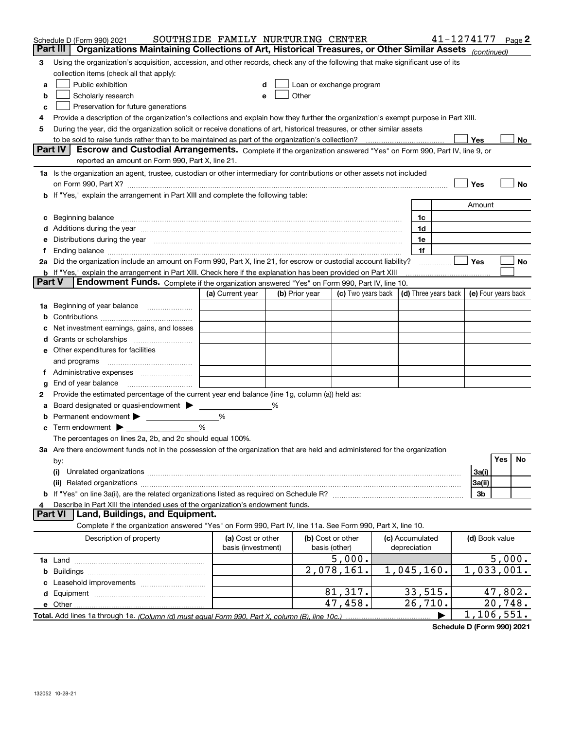Schedule D (Form 990) 2021 SOUTHSIDE FAMILY NURTURING CENTER 41-1274177 Page 2

**Part III | Organizations Maintaining Collections of Art, Historical Treasures, or Other Similar Assets** *(continued)*

3 Using the organization's acquisition, accession, and other records, check any of the following that make significant use of its collection items (check all that apply):

a ☐ Public exhibition
b ☐ Scholarly research
c ☐ Preservation for future generations
d ☐ Loan or exchange program
e ☐ Other

4 Provide a description of the organization's collections and explain how they further the organization's exempt purpose in Part XIII.

5 During the year, did the organization solicit or receive donations of art, historical treasures, or other similar assets to be sold to raise funds rather than to be maintained as part of the organization's collection? ☐ Yes ☐ No

**Part IV | Escrow and Custodial Arrangements.** Complete if the organization answered "Yes" on Form 990, Part IV, line 9, or reported an amount on Form 990, Part X, line 21.

1a Is the organization an agent, trustee, custodian or other intermediary for contributions or other assets not included on Form 990, Part X? ☐ Yes ☐ No

b If "Yes," explain the arrangement in Part XIII and complete the following table:

| | | Amount |
|---|---|---|
| c Beginning balance | 1c | |
| d Additions during the year | 1d | |
| e Distributions during the year | 1e | |
| f Ending balance | 1f | |

2a Did the organization include an amount on Form 990, Part X, line 21, for escrow or custodial account liability? ☐ Yes ☐ No

b If "Yes," explain the arrangement in Part XIII. Check here if the explanation has been provided on Part XIII ☐

**Part V | Endowment Funds.** Complete if the organization answered "Yes" on Form 990, Part IV, line 10.

| | (a) Current year | (b) Prior year | (c) Two years back | (d) Three years back | (e) Four years back |
|---|---|---|---|---|---|
| 1a Beginning of year balance | | | | | |
| b Contributions | | | | | |
| c Net investment earnings, gains, and losses | | | | | |
| d Grants or scholarships | | | | | |
| e Other expenditures for facilities and programs | | | | | |
| f Administrative expenses | | | | | |
| g End of year balance | | | | | |

2 Provide the estimated percentage of the current year end balance (line 1g, column (a)) held as:

a Board designated or quasi-endowment ▶ %
b Permanent endowment ▶ %
c Term endowment ▶ %

The percentages on lines 2a, 2b, and 2c should equal 100%.

3a Are there endowment funds not in the possession of the organization that are held and administered for the organization by:

| | | Yes | No |
|---|---|---|---|
| (i) Unrelated organizations | 3a(i) | | |
| (ii) Related organizations | 3a(ii) | | |
| b If "Yes" on line 3a(ii), are the related organizations listed as required on Schedule R? | 3b | | |

4 Describe in Part XIII the intended uses of the organization's endowment funds.

**Part VI | Land, Buildings, and Equipment.**

Complete if the organization answered "Yes" on Form 990, Part IV, line 11a. See Form 990, Part X, line 10.

| Description of property | (a) Cost or other basis (investment) | (b) Cost or other basis (other) | (c) Accumulated depreciation | (d) Book value |
|---|---|---|---|---|
| 1a Land | | 5,000. | | 5,000. |
| b Buildings | | 2,078,161. | 1,045,160. | 1,033,001. |
| c Leasehold improvements | | | | |
| d Equipment | | 81,317. | 33,515. | 47,802. |
| e Other | | 47,458. | 26,710. | 20,748. |
| **Total.** Add lines 1a through 1e. *(Column (d) must equal Form 990, Part X, column (B), line 10c.)* ▶ | | | | 1,106,551. |

**Schedule D (Form 990) 2021**

132052 10-28-21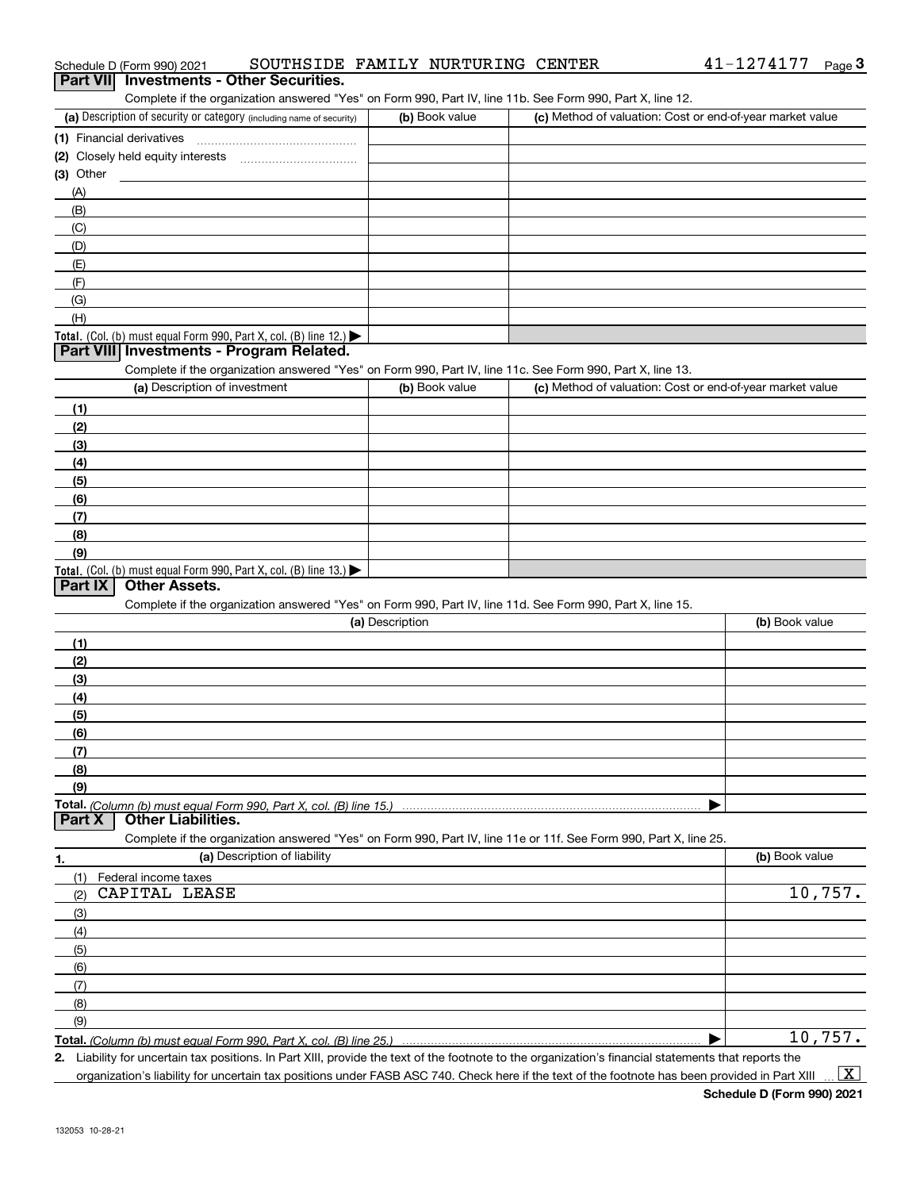Schedule D (Form 990) 2021 SOUTHSIDE FAMILY NURTURING CENTER 41-1274177 Page 3

## Part VII Investments - Other Securities.

Complete if the organization answered "Yes" on Form 990, Part IV, line 11b. See Form 990, Part X, line 12.

| (a) Description of security or category (including name of security) | (b) Book value | (c) Method of valuation: Cost or end-of-year market value |
|---|---|---|
| (1) Financial derivatives | | |
| (2) Closely held equity interests | | |
| (3) Other | | |
| (A) | | |
| (B) | | |
| (C) | | |
| (D) | | |
| (E) | | |
| (F) | | |
| (G) | | |
| (H) | | |
| **Total.** (Col. (b) must equal Form 990, Part X, col. (B) line 12.) ▶ | | |

## Part VIII Investments - Program Related.

Complete if the organization answered "Yes" on Form 990, Part IV, line 11c. See Form 990, Part X, line 13.

| (a) Description of investment | (b) Book value | (c) Method of valuation: Cost or end-of-year market value |
|---|---|---|
| (1) | | |
| (2) | | |
| (3) | | |
| (4) | | |
| (5) | | |
| (6) | | |
| (7) | | |
| (8) | | |
| (9) | | |
| **Total.** (Col. (b) must equal Form 990, Part X, col. (B) line 13.) ▶ | | |

## Part IX Other Assets.

Complete if the organization answered "Yes" on Form 990, Part IV, line 11d. See Form 990, Part X, line 15.

| (a) Description | (b) Book value |
|---|---|
| (1) | |
| (2) | |
| (3) | |
| (4) | |
| (5) | |
| (6) | |
| (7) | |
| (8) | |
| (9) | |
| **Total.** *(Column (b) must equal Form 990, Part X, col. (B) line 15.)* ▶ | |

## Part X Other Liabilities.

Complete if the organization answered "Yes" on Form 990, Part IV, line 11e or 11f. See Form 990, Part X, line 25.

| 1. (a) Description of liability | (b) Book value |
|---|---|
| (1) Federal income taxes | |
| (2) CAPITAL LEASE | 10,757. |
| (3) | |
| (4) | |
| (5) | |
| (6) | |
| (7) | |
| (8) | |
| (9) | |
| **Total.** *(Column (b) must equal Form 990, Part X, col. (B) line 25.)* ▶ | 10,757. |

2. Liability for uncertain tax positions. In Part XIII, provide the text of the footnote to the organization's financial statements that reports the organization's liability for uncertain tax positions under FASB ASC 740. Check here if the text of the footnote has been provided in Part XIII ... [X]

**Schedule D (Form 990) 2021**

132053 10-28-21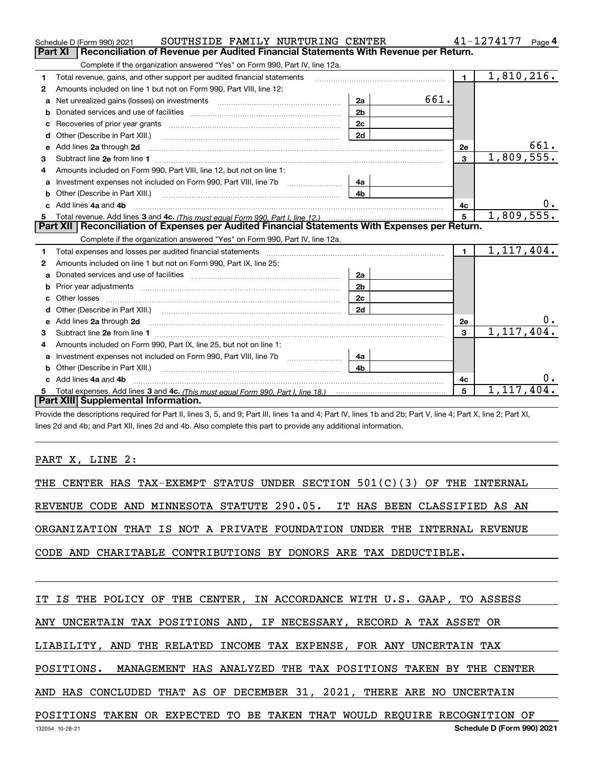Schedule D (Form 990) 2021 SOUTHSIDE FAMILY NURTURING CENTER 41-1274177 Page 4

## Part XI Reconciliation of Revenue per Audited Financial Statements With Revenue per Return.

Complete if the organization answered "Yes" on Form 990, Part IV, line 12a.

| Line | Description | Sub-line | Sub-amount | Line | Amount |
|---|---|---|---|---|---|
| 1 | Total revenue, gains, and other support per audited financial statements | | | 1 | 1,810,216. |
| 2 | Amounts included on line 1 but not on Form 990, Part VIII, line 12: | | | | |
| a | Net unrealized gains (losses) on investments | 2a | 661. | | |
| b | Donated services and use of facilities | 2b | | | |
| c | Recoveries of prior year grants | 2c | | | |
| d | Other (Describe in Part XIII.) | 2d | | | |
| e | Add lines 2a through 2d | | | 2e | 661. |
| 3 | Subtract line 2e from line 1 | | | 3 | 1,809,555. |
| 4 | Amounts included on Form 990, Part VIII, line 12, but not on line 1: | | | | |
| a | Investment expenses not included on Form 990, Part VIII, line 7b | 4a | | | |
| b | Other (Describe in Part XIII.) | 4b | | | |
| c | Add lines 4a and 4b | | | 4c | 0. |
| 5 | Total revenue. Add lines 3 and 4c. *(This must equal Form 990, Part I, line 12.)* | | | 5 | 1,809,555. |

## Part XII Reconciliation of Expenses per Audited Financial Statements With Expenses per Return.

Complete if the organization answered "Yes" on Form 990, Part IV, line 12a.

| Line | Description | Sub-line | Sub-amount | Line | Amount |
|---|---|---|---|---|---|
| 1 | Total expenses and losses per audited financial statements | | | 1 | 1,117,404. |
| 2 | Amounts included on line 1 but not on Form 990, Part IX, line 25: | | | | |
| a | Donated services and use of facilities | 2a | | | |
| b | Prior year adjustments | 2b | | | |
| c | Other losses | 2c | | | |
| d | Other (Describe in Part XIII.) | 2d | | | |
| e | Add lines 2a through 2d | | | 2e | 0. |
| 3 | Subtract line 2e from line 1 | | | 3 | 1,117,404. |
| 4 | Amounts included on Form 990, Part IX, line 25, but not on line 1: | | | | |
| a | Investment expenses not included on Form 990, Part VIII, line 7b | 4a | | | |
| b | Other (Describe in Part XIII.) | 4b | | | |
| c | Add lines 4a and 4b | | | 4c | 0. |
| 5 | Total expenses. Add lines 3 and 4c. *(This must equal Form 990, Part I, line 18.)* | | | 5 | 1,117,404. |

## Part XIII Supplemental Information.

Provide the descriptions required for Part II, lines 3, 5, and 9; Part III, lines 1a and 4; Part IV, lines 1b and 2b; Part V, line 4; Part X, line 2; Part XI, lines 2d and 4b; and Part XII, lines 2d and 4b. Also complete this part to provide any additional information.

PART X, LINE 2:

THE CENTER HAS TAX-EXEMPT STATUS UNDER SECTION 501(C)(3) OF THE INTERNAL REVENUE CODE AND MINNESOTA STATUTE 290.05. IT HAS BEEN CLASSIFIED AS AN ORGANIZATION THAT IS NOT A PRIVATE FOUNDATION UNDER THE INTERNAL REVENUE CODE AND CHARITABLE CONTRIBUTIONS BY DONORS ARE TAX DEDUCTIBLE.

IT IS THE POLICY OF THE CENTER, IN ACCORDANCE WITH U.S. GAAP, TO ASSESS ANY UNCERTAIN TAX POSITIONS AND, IF NECESSARY, RECORD A TAX ASSET OR LIABILITY, AND THE RELATED INCOME TAX EXPENSE, FOR ANY UNCERTAIN TAX POSITIONS. MANAGEMENT HAS ANALYZED THE TAX POSITIONS TAKEN BY THE CENTER AND HAS CONCLUDED THAT AS OF DECEMBER 31, 2021, THERE ARE NO UNCERTAIN POSITIONS TAKEN OR EXPECTED TO BE TAKEN THAT WOULD REQUIRE RECOGNITION OF

132054 10-28-21 Schedule D (Form 990) 2021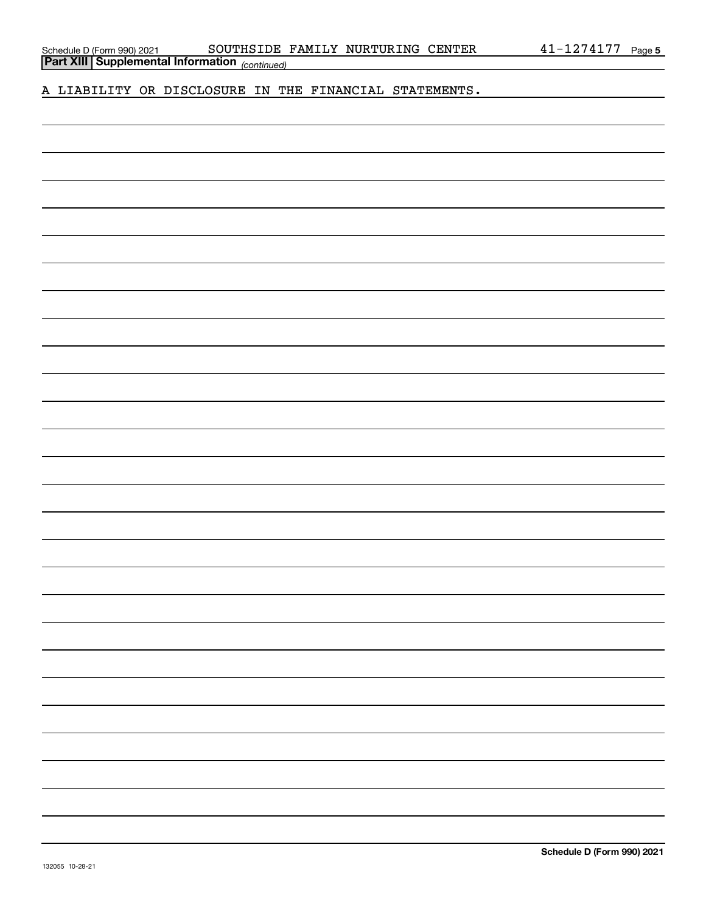**Part XIII Supplemental Information** *(continued)*

A LIABILITY OR DISCLOSURE IN THE FINANCIAL STATEMENTS.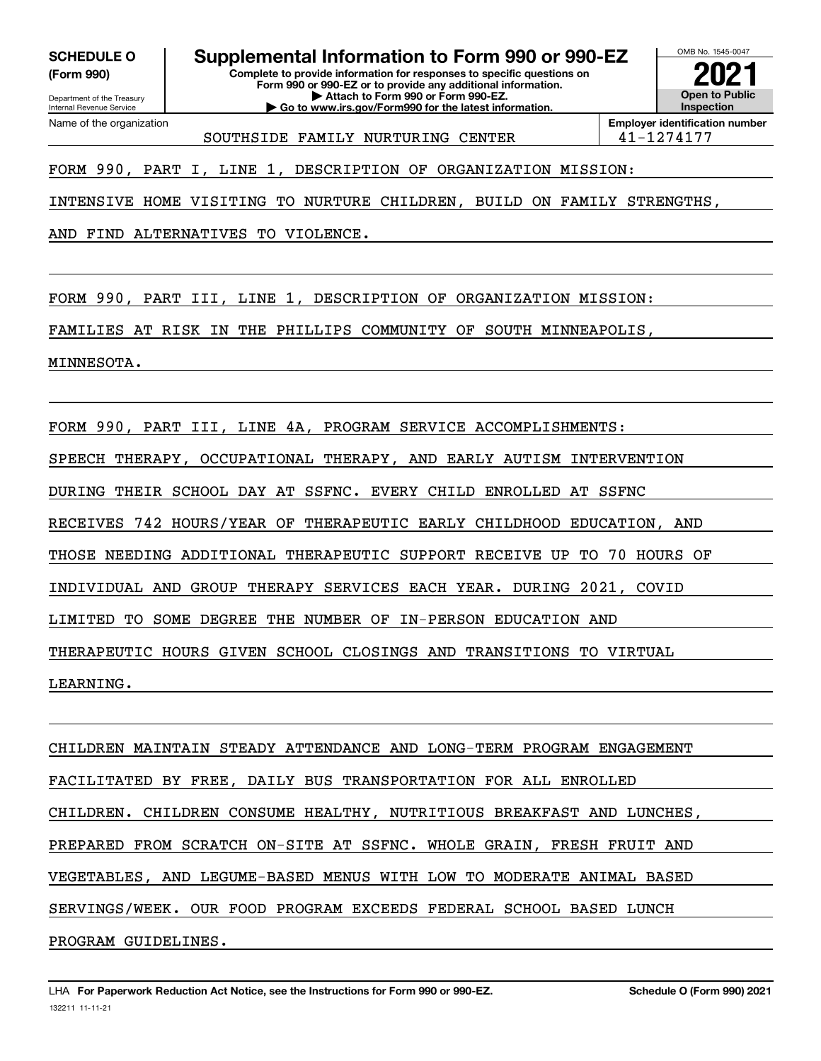**SCHEDULE O** **(Form 990)**

Department of the Treasury
Internal Revenue Service

# Supplemental Information to Form 990 or 990-EZ

**Complete to provide information for responses to specific questions on Form 990 or 990-EZ or to provide any additional information.**
**▶ Attach to Form 990 or Form 990-EZ.**
**▶ Go to www.irs.gov/Form990 for the latest information.**

OMB No. 1545-0047

**2021**

**Open to Public Inspection**

Name of the organization: SOUTHSIDE FAMILY NURTURING CENTER

**Employer identification number:** 41-1274177

FORM 990, PART I, LINE 1, DESCRIPTION OF ORGANIZATION MISSION:

INTENSIVE HOME VISITING TO NURTURE CHILDREN, BUILD ON FAMILY STRENGTHS, AND FIND ALTERNATIVES TO VIOLENCE.

FORM 990, PART III, LINE 1, DESCRIPTION OF ORGANIZATION MISSION:

FAMILIES AT RISK IN THE PHILLIPS COMMUNITY OF SOUTH MINNEAPOLIS, MINNESOTA.

FORM 990, PART III, LINE 4A, PROGRAM SERVICE ACCOMPLISHMENTS:

SPEECH THERAPY, OCCUPATIONAL THERAPY, AND EARLY AUTISM INTERVENTION DURING THEIR SCHOOL DAY AT SSFNC. EVERY CHILD ENROLLED AT SSFNC RECEIVES 742 HOURS/YEAR OF THERAPEUTIC EARLY CHILDHOOD EDUCATION, AND THOSE NEEDING ADDITIONAL THERAPEUTIC SUPPORT RECEIVE UP TO 70 HOURS OF INDIVIDUAL AND GROUP THERAPY SERVICES EACH YEAR. DURING 2021, COVID LIMITED TO SOME DEGREE THE NUMBER OF IN-PERSON EDUCATION AND THERAPEUTIC HOURS GIVEN SCHOOL CLOSINGS AND TRANSITIONS TO VIRTUAL LEARNING.

CHILDREN MAINTAIN STEADY ATTENDANCE AND LONG-TERM PROGRAM ENGAGEMENT FACILITATED BY FREE, DAILY BUS TRANSPORTATION FOR ALL ENROLLED CHILDREN. CHILDREN CONSUME HEALTHY, NUTRITIOUS BREAKFAST AND LUNCHES, PREPARED FROM SCRATCH ON-SITE AT SSFNC. WHOLE GRAIN, FRESH FRUIT AND VEGETABLES, AND LEGUME-BASED MENUS WITH LOW TO MODERATE ANIMAL BASED SERVINGS/WEEK. OUR FOOD PROGRAM EXCEEDS FEDERAL SCHOOL BASED LUNCH PROGRAM GUIDELINES.

LHA **For Paperwork Reduction Act Notice, see the Instructions for Form 990 or 990-EZ.** **Schedule O (Form 990) 2021**

132211 11-11-21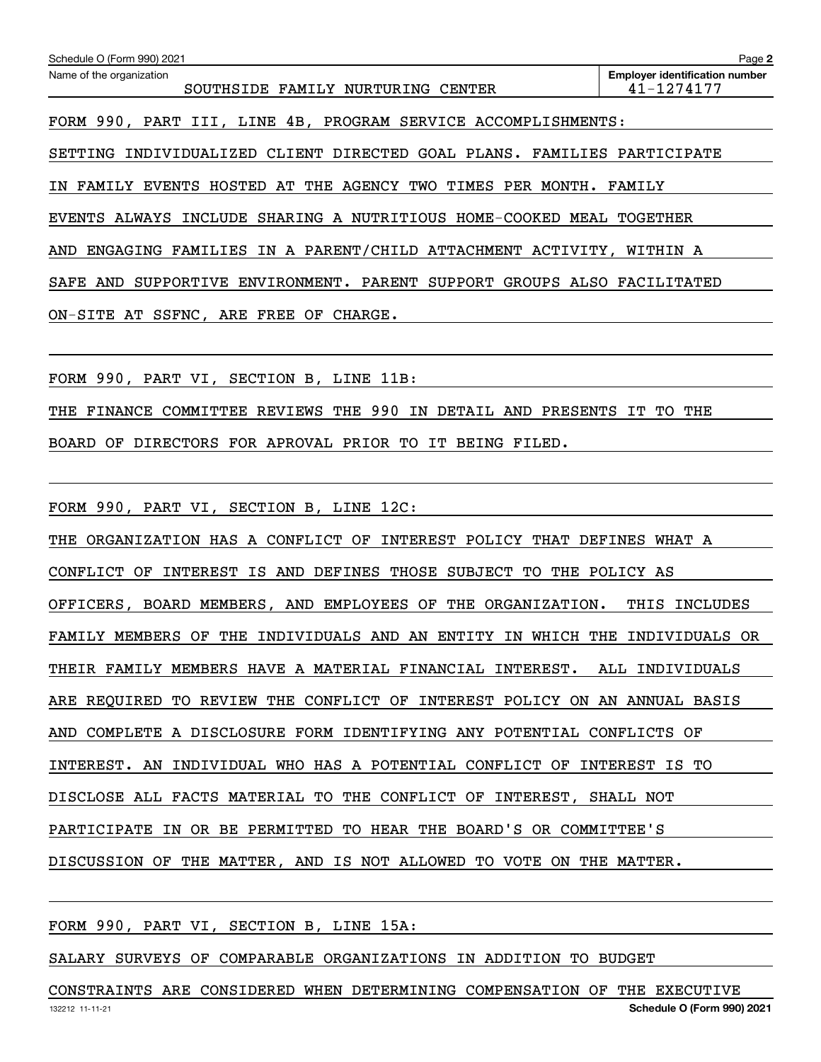Schedule O (Form 990) 2021

Name of the organization: SOUTHSIDE FAMILY NURTURING CENTER

Employer identification number: 41-1274177

FORM 990, PART III, LINE 4B, PROGRAM SERVICE ACCOMPLISHMENTS:

SETTING INDIVIDUALIZED CLIENT DIRECTED GOAL PLANS. FAMILIES PARTICIPATE IN FAMILY EVENTS HOSTED AT THE AGENCY TWO TIMES PER MONTH. FAMILY EVENTS ALWAYS INCLUDE SHARING A NUTRITIOUS HOME-COOKED MEAL TOGETHER AND ENGAGING FAMILIES IN A PARENT/CHILD ATTACHMENT ACTIVITY, WITHIN A SAFE AND SUPPORTIVE ENVIRONMENT. PARENT SUPPORT GROUPS ALSO FACILITATED ON-SITE AT SSFNC, ARE FREE OF CHARGE.

FORM 990, PART VI, SECTION B, LINE 11B:

THE FINANCE COMMITTEE REVIEWS THE 990 IN DETAIL AND PRESENTS IT TO THE BOARD OF DIRECTORS FOR APROVAL PRIOR TO IT BEING FILED.

FORM 990, PART VI, SECTION B, LINE 12C:

THE ORGANIZATION HAS A CONFLICT OF INTEREST POLICY THAT DEFINES WHAT A CONFLICT OF INTEREST IS AND DEFINES THOSE SUBJECT TO THE POLICY AS OFFICERS, BOARD MEMBERS, AND EMPLOYEES OF THE ORGANIZATION. THIS INCLUDES FAMILY MEMBERS OF THE INDIVIDUALS AND AN ENTITY IN WHICH THE INDIVIDUALS OR THEIR FAMILY MEMBERS HAVE A MATERIAL FINANCIAL INTEREST. ALL INDIVIDUALS ARE REQUIRED TO REVIEW THE CONFLICT OF INTEREST POLICY ON AN ANNUAL BASIS AND COMPLETE A DISCLOSURE FORM IDENTIFYING ANY POTENTIAL CONFLICTS OF INTEREST. AN INDIVIDUAL WHO HAS A POTENTIAL CONFLICT OF INTEREST IS TO DISCLOSE ALL FACTS MATERIAL TO THE CONFLICT OF INTEREST, SHALL NOT PARTICIPATE IN OR BE PERMITTED TO HEAR THE BOARD'S OR COMMITTEE'S DISCUSSION OF THE MATTER, AND IS NOT ALLOWED TO VOTE ON THE MATTER.

FORM 990, PART VI, SECTION B, LINE 15A:

SALARY SURVEYS OF COMPARABLE ORGANIZATIONS IN ADDITION TO BUDGET CONSTRAINTS ARE CONSIDERED WHEN DETERMINING COMPENSATION OF THE EXECUTIVE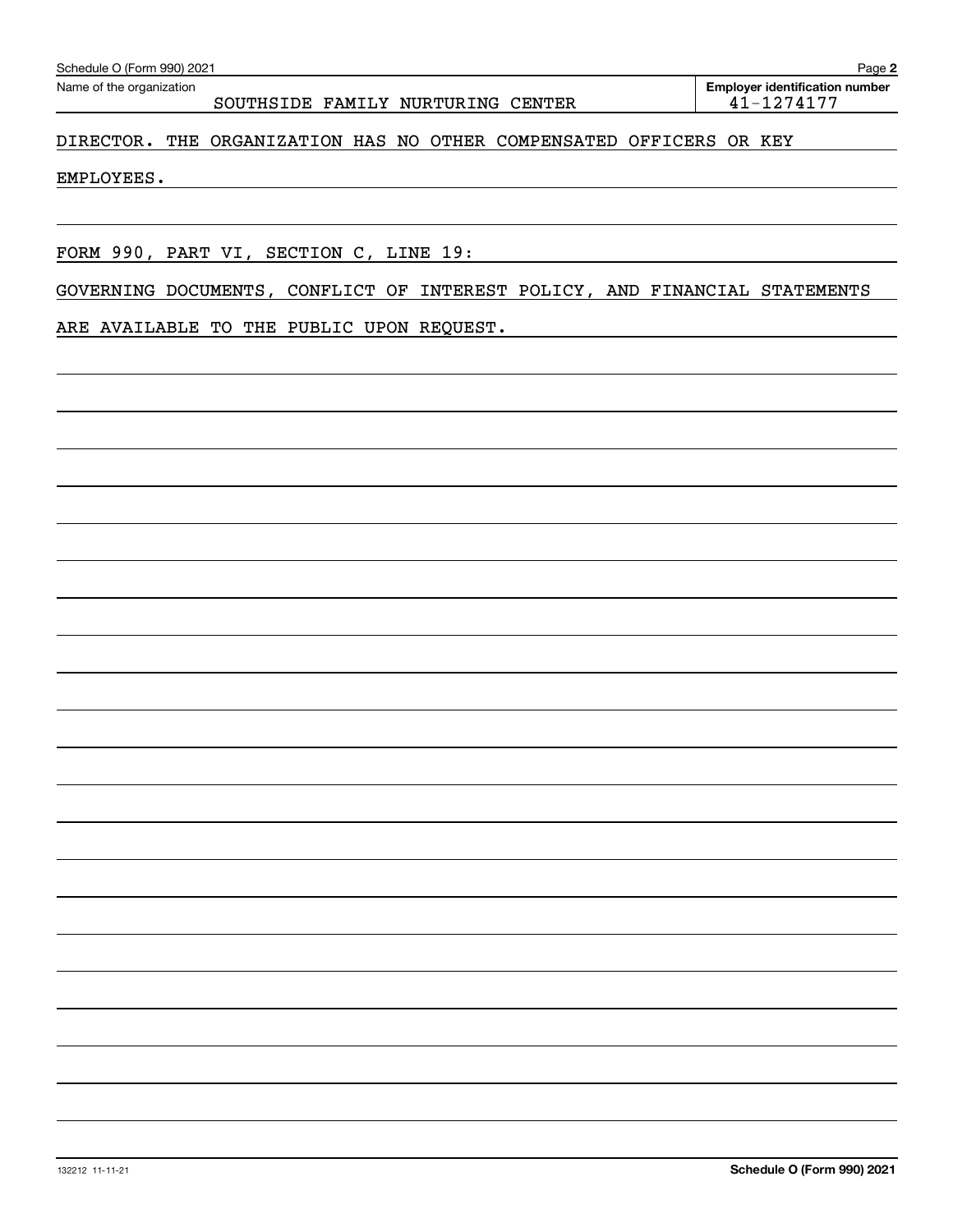Name of the organization
SOUTHSIDE FAMILY NURTURING CENTER

**Employer identification number**
41-1274177

DIRECTOR. THE ORGANIZATION HAS NO OTHER COMPENSATED OFFICERS OR KEY EMPLOYEES.

FORM 990, PART VI, SECTION C, LINE 19:

GOVERNING DOCUMENTS, CONFLICT OF INTEREST POLICY, AND FINANCIAL STATEMENTS ARE AVAILABLE TO THE PUBLIC UPON REQUEST.